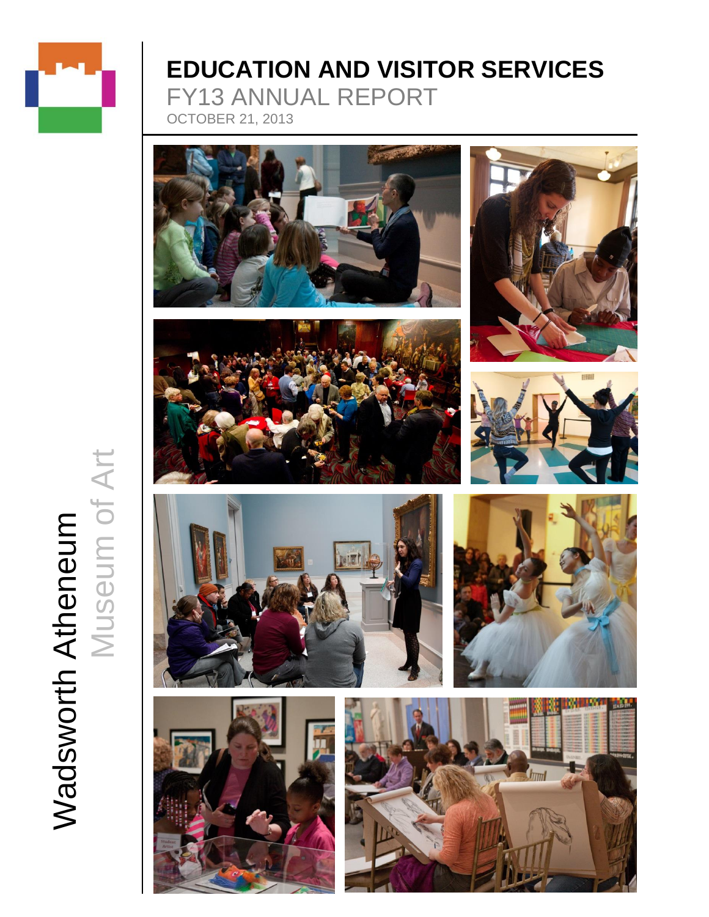# EDUCATION AND VISITOR SERVICES

FY13 ANNUAL REPORT

OCTOBER 21, 2013

Wadsworth Atheneum Museum of Art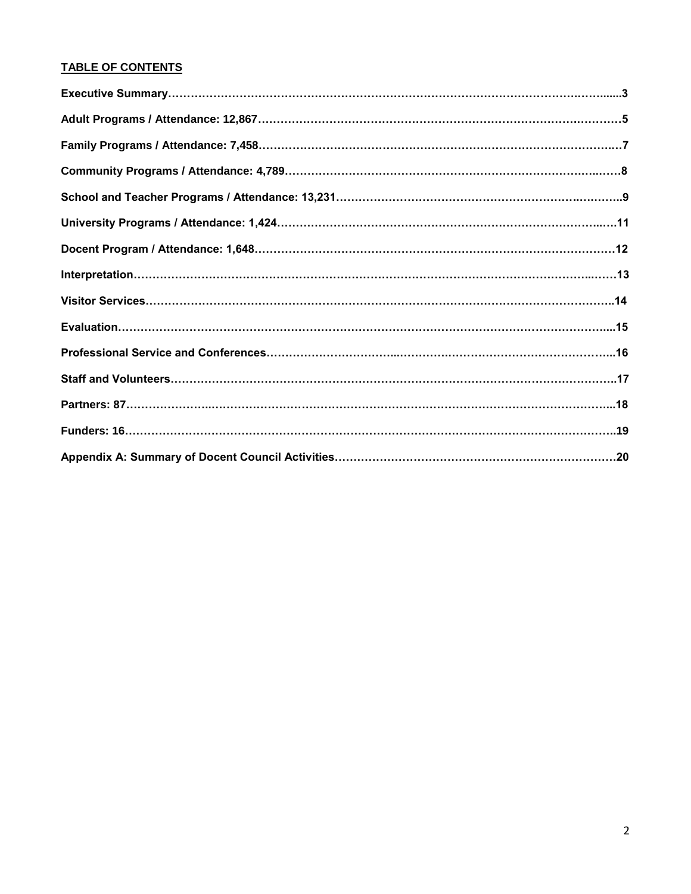## TABLE OF CONTENTS

**Executive Summary…………………………………………………………………………………………………......3**

**Adult Programs / Attendance: 12,867……………………………………………………………………………………5**

**Family Programs / Attendance: 7,458………………………………………………………………………………….7**

**Community Programs / Attendance: 4,789…………………………………………………………………………….8**

**School and Teacher Programs / Attendance: 13,231…………………………………………………………………..9**

**University Programs / Attendance: 1,424…………………………………………………………………………..….11**

**Docent Program / Attendance: 1,648………………………………………………………………………………….12**

**Interpretation…………………………………………………………………………………………………………..….13**

**Visitor Services………………………………………………………………………………………………………..14**

**Evaluation……………………………………………………………………………………………………………...15**

**Professional Service and Conferences………………………………………………………………………………...16**

**Staff and Volunteers………………………………………………………………………………………………..17**

**Partners: 87……………………………………………………………………………………………………………...18**

**Funders: 16…………………………………………………………………………………………………………………..19**

**Appendix A: Summary of Docent Council Activities……………………………………………………………………20**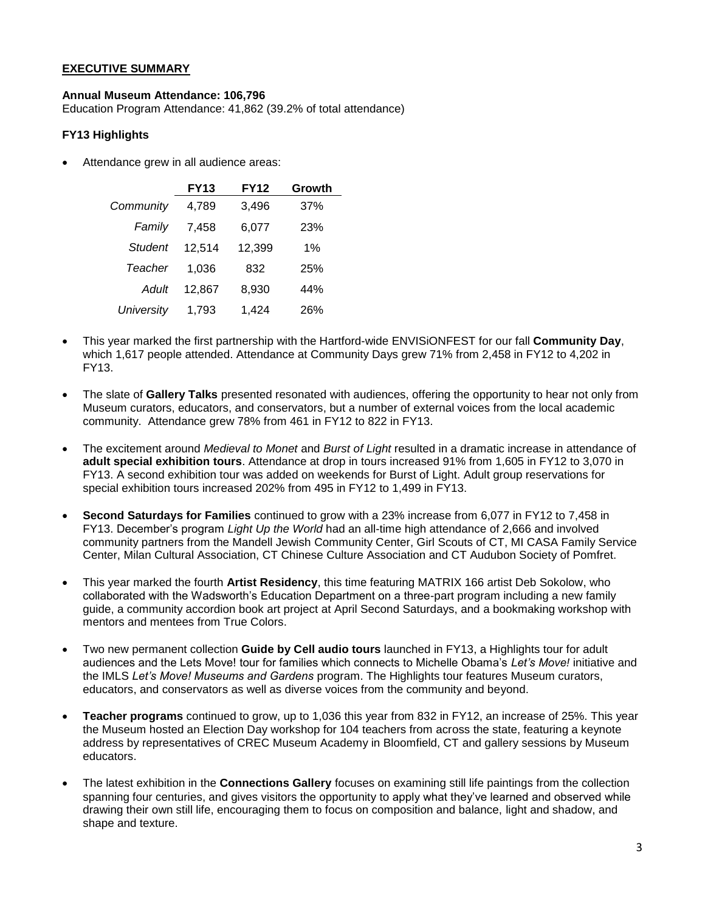**EXECUTIVE SUMMARY**

**Annual Museum Attendance: 106,796**
Education Program Attendance: 41,862 (39.2% of total attendance)

**FY13 Highlights**

- Attendance grew in all audience areas:

| | FY13 | FY12 | Growth |
|---|---|---|---|
| *Community* | 4,789 | 3,496 | 37% |
| *Family* | 7,458 | 6,077 | 23% |
| *Student* | 12,514 | 12,399 | 1% |
| *Teacher* | 1,036 | 832 | 25% |
| *Adult* | 12,867 | 8,930 | 44% |
| *University* | 1,793 | 1,424 | 26% |

- This year marked the first partnership with the Hartford-wide ENVISiONFEST for our fall **Community Day**, which 1,617 people attended. Attendance at Community Days grew 71% from 2,458 in FY12 to 4,202 in FY13.

- The slate of **Gallery Talks** presented resonated with audiences, offering the opportunity to hear not only from Museum curators, educators, and conservators, but a number of external voices from the local academic community. Attendance grew 78% from 461 in FY12 to 822 in FY13.

- The excitement around *Medieval to Monet* and *Burst of Light* resulted in a dramatic increase in attendance of **adult special exhibition tours**. Attendance at drop in tours increased 91% from 1,605 in FY12 to 3,070 in FY13. A second exhibition tour was added on weekends for Burst of Light. Adult group reservations for special exhibition tours increased 202% from 495 in FY12 to 1,499 in FY13.

- **Second Saturdays for Families** continued to grow with a 23% increase from 6,077 in FY12 to 7,458 in FY13. December's program *Light Up the World* had an all-time high attendance of 2,666 and involved community partners from the Mandell Jewish Community Center, Girl Scouts of CT, MI CASA Family Service Center, Milan Cultural Association, CT Chinese Culture Association and CT Audubon Society of Pomfret.

- This year marked the fourth **Artist Residency**, this time featuring MATRIX 166 artist Deb Sokolow, who collaborated with the Wadsworth's Education Department on a three-part program including a new family guide, a community accordion book art project at April Second Saturdays, and a bookmaking workshop with mentors and mentees from True Colors.

- Two new permanent collection **Guide by Cell audio tours** launched in FY13, a Highlights tour for adult audiences and the Lets Move! tour for families which connects to Michelle Obama's *Let's Move!* initiative and the IMLS *Let's Move! Museums and Gardens* program. The Highlights tour features Museum curators, educators, and conservators as well as diverse voices from the community and beyond.

- **Teacher programs** continued to grow, up to 1,036 this year from 832 in FY12, an increase of 25%. This year the Museum hosted an Election Day workshop for 104 teachers from across the state, featuring a keynote address by representatives of CREC Museum Academy in Bloomfield, CT and gallery sessions by Museum educators.

- The latest exhibition in the **Connections Gallery** focuses on examining still life paintings from the collection spanning four centuries, and gives visitors the opportunity to apply what they've learned and observed while drawing their own still life, encouraging them to focus on composition and balance, light and shadow, and shape and texture.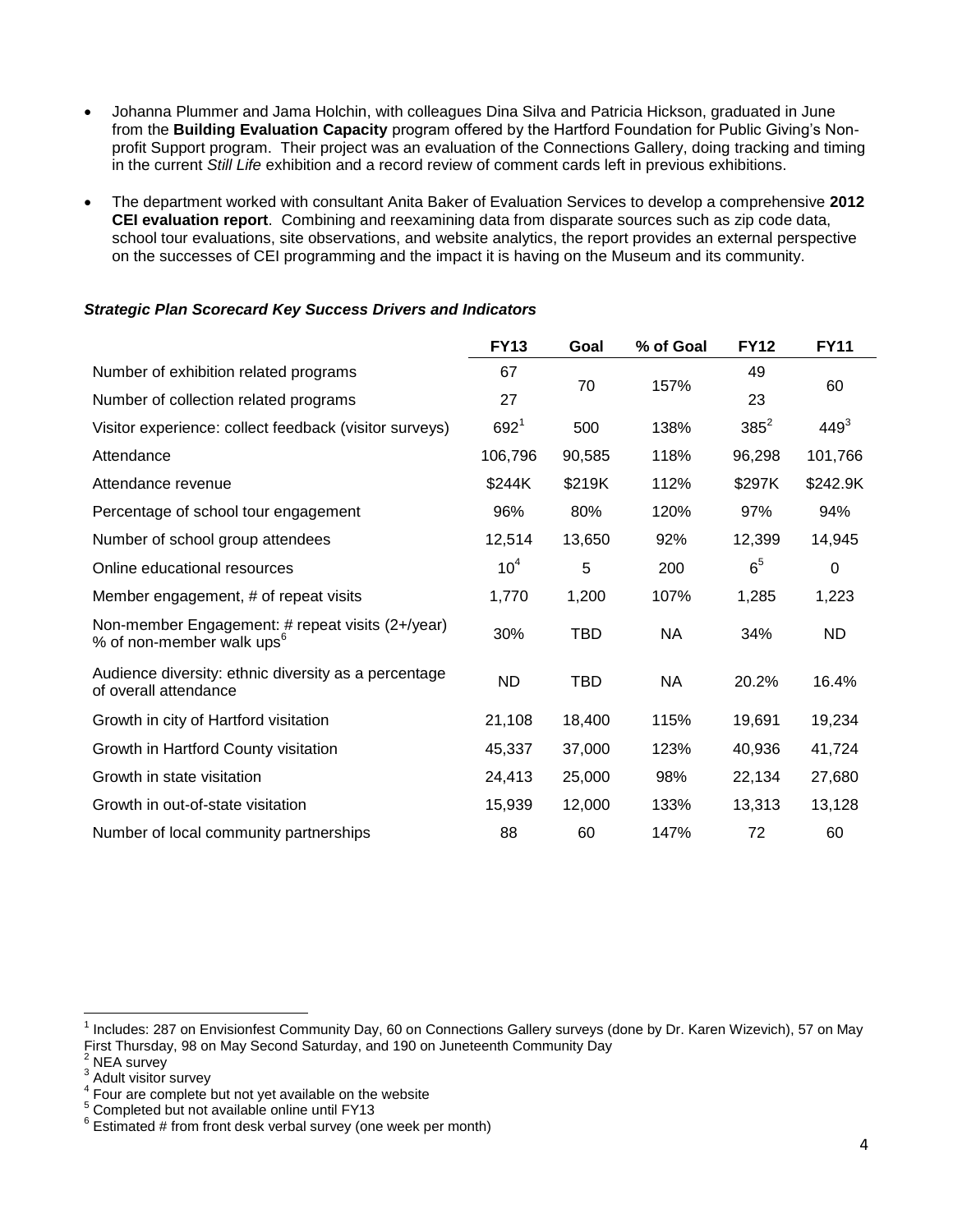- Johanna Plummer and Jama Holchin, with colleagues Dina Silva and Patricia Hickson, graduated in June from the **Building Evaluation Capacity** program offered by the Hartford Foundation for Public Giving's Non-profit Support program. Their project was an evaluation of the Connections Gallery, doing tracking and timing in the current *Still Life* exhibition and a record review of comment cards left in previous exhibitions.

- The department worked with consultant Anita Baker of Evaluation Services to develop a comprehensive **2012 CEI evaluation report**. Combining and reexamining data from disparate sources such as zip code data, school tour evaluations, site observations, and website analytics, the report provides an external perspective on the successes of CEI programming and the impact it is having on the Museum and its community.

***Strategic Plan Scorecard Key Success Drivers and Indicators***

| | FY13 | Goal | % of Goal | FY12 | FY11 |
|---|---|---|---|---|---|
| Number of exhibition related programs | 67 | 70 | 157% | 49 | 60 |
| Number of collection related programs | 27 | | | 23 | |
| Visitor experience: collect feedback (visitor surveys) | 692[1] | 500 | 138% | 385[2] | 449[3] |
| Attendance | 106,796 | 90,585 | 118% | 96,298 | 101,766 |
| Attendance revenue | $244K | $219K | 112% | $297K | $242.9K |
| Percentage of school tour engagement | 96% | 80% | 120% | 97% | 94% |
| Number of school group attendees | 12,514 | 13,650 | 92% | 12,399 | 14,945 |
| Online educational resources | 10[4] | 5 | 200 | 6[5] | 0 |
| Member engagement, # of repeat visits | 1,770 | 1,200 | 107% | 1,285 | 1,223 |
| Non-member Engagement: # repeat visits (2+/year) % of non-member walk ups[6] | 30% | TBD | NA | 34% | ND |
| Audience diversity: ethnic diversity as a percentage of overall attendance | ND | TBD | NA | 20.2% | 16.4% |
| Growth in city of Hartford visitation | 21,108 | 18,400 | 115% | 19,691 | 19,234 |
| Growth in Hartford County visitation | 45,337 | 37,000 | 123% | 40,936 | 41,724 |
| Growth in state visitation | 24,413 | 25,000 | 98% | 22,134 | 27,680 |
| Growth in out-of-state visitation | 15,939 | 12,000 | 133% | 13,313 | 13,128 |
| Number of local community partnerships | 88 | 60 | 147% | 72 | 60 |

---

[1] Includes: 287 on Envisionfest Community Day, 60 on Connections Gallery surveys (done by Dr. Karen Wizevich), 57 on May First Thursday, 98 on May Second Saturday, and 190 on Juneteenth Community Day

[2] NEA survey

[3] Adult visitor survey

[4] Four are complete but not yet available on the website

[5] Completed but not available online until FY13

[6] Estimated # from front desk verbal survey (one week per month)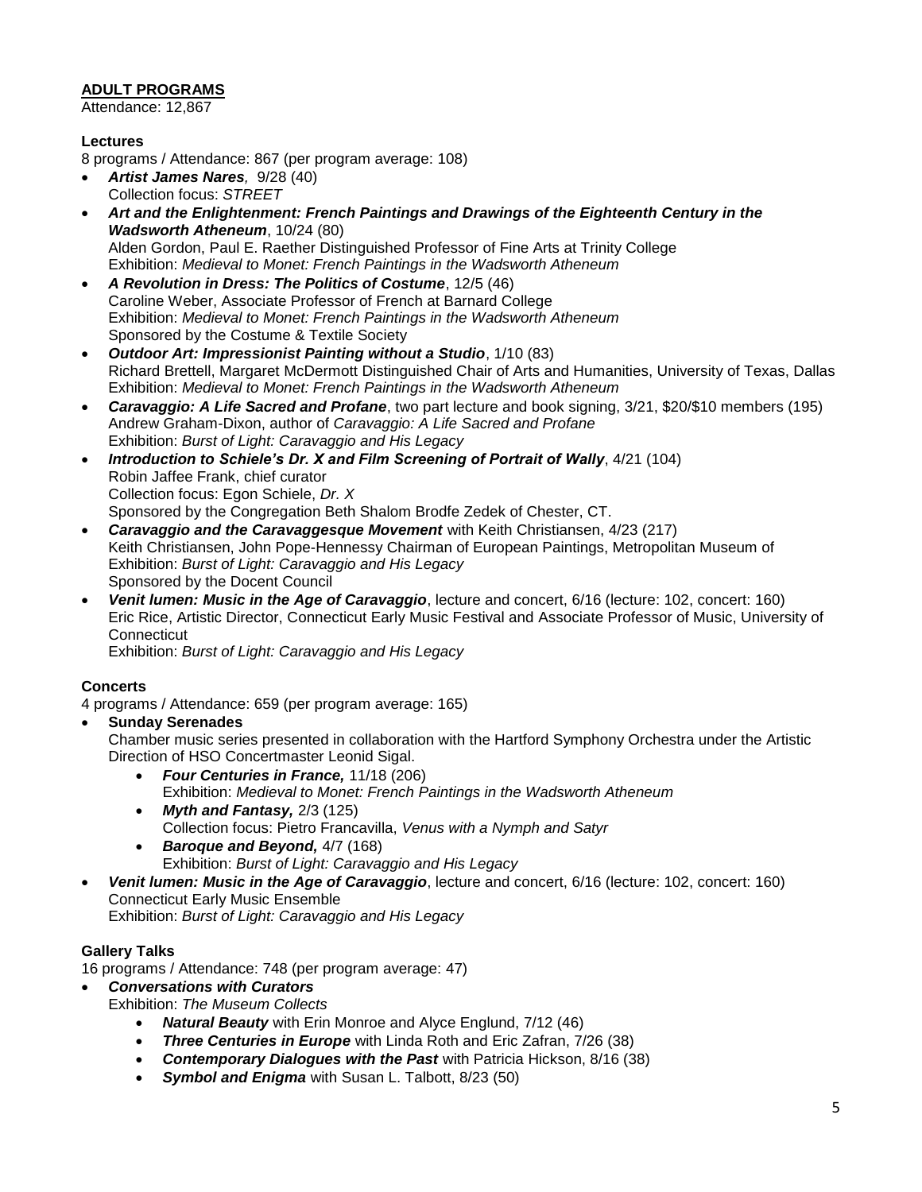## ADULT PROGRAMS

Attendance: 12,867

### Lectures

8 programs / Attendance: 867 (per program average: 108)

- ***Artist James Nares****,* 9/28 (40)
  Collection focus: *STREET*
- ***Art and the Enlightenment: French Paintings and Drawings of the Eighteenth Century in the Wadsworth Atheneum***, 10/24 (80)
  Alden Gordon, Paul E. Raether Distinguished Professor of Fine Arts at Trinity College
  Exhibition: *Medieval to Monet: French Paintings in the Wadsworth Atheneum*
- ***A Revolution in Dress: The Politics of Costume***, 12/5 (46)
  Caroline Weber, Associate Professor of French at Barnard College
  Exhibition: *Medieval to Monet: French Paintings in the Wadsworth Atheneum*
  Sponsored by the Costume & Textile Society
- ***Outdoor Art: Impressionist Painting without a Studio***, 1/10 (83)
  Richard Brettell, Margaret McDermott Distinguished Chair of Arts and Humanities, University of Texas, Dallas
  Exhibition: *Medieval to Monet: French Paintings in the Wadsworth Atheneum*
- ***Caravaggio: A Life Sacred and Profane***, two part lecture and book signing, 3/21, $20/$10 members (195)
  Andrew Graham-Dixon, author of *Caravaggio: A Life Sacred and Profane*
  Exhibition: *Burst of Light: Caravaggio and His Legacy*
- ***Introduction to Schiele's Dr. X and Film Screening of Portrait of Wally***, 4/21 (104)
  Robin Jaffee Frank, chief curator
  Collection focus: Egon Schiele, *Dr. X*
  Sponsored by the Congregation Beth Shalom Brodfe Zedek of Chester, CT.
- ***Caravaggio and the Caravaggesque Movement*** with Keith Christiansen, 4/23 (217)
  Keith Christiansen, John Pope-Hennessy Chairman of European Paintings, Metropolitan Museum of
  Exhibition: *Burst of Light: Caravaggio and His Legacy*
  Sponsored by the Docent Council
- ***Venit lumen: Music in the Age of Caravaggio***, lecture and concert, 6/16 (lecture: 102, concert: 160)
  Eric Rice, Artistic Director, Connecticut Early Music Festival and Associate Professor of Music, University of Connecticut
  Exhibition: *Burst of Light: Caravaggio and His Legacy*

### Concerts

4 programs / Attendance: 659 (per program average: 165)

- **Sunday Serenades**
  Chamber music series presented in collaboration with the Hartford Symphony Orchestra under the Artistic Direction of HSO Concertmaster Leonid Sigal.
  - ***Four Centuries in France,*** 11/18 (206)
    Exhibition: *Medieval to Monet: French Paintings in the Wadsworth Atheneum*
  - ***Myth and Fantasy,*** 2/3 (125)
    Collection focus: Pietro Francavilla, *Venus with a Nymph and Satyr*
  - ***Baroque and Beyond,*** 4/7 (168)
    Exhibition: *Burst of Light: Caravaggio and His Legacy*
- ***Venit lumen: Music in the Age of Caravaggio***, lecture and concert, 6/16 (lecture: 102, concert: 160)
  Connecticut Early Music Ensemble
  Exhibition: *Burst of Light: Caravaggio and His Legacy*

### Gallery Talks

16 programs / Attendance: 748 (per program average: 47)

- ***Conversations with Curators***
  Exhibition: *The Museum Collects*
  - ***Natural Beauty*** with Erin Monroe and Alyce Englund, 7/12 (46)
  - ***Three Centuries in Europe*** with Linda Roth and Eric Zafran, 7/26 (38)
  - ***Contemporary Dialogues with the Past*** with Patricia Hickson, 8/16 (38)
  - ***Symbol and Enigma*** with Susan L. Talbott, 8/23 (50)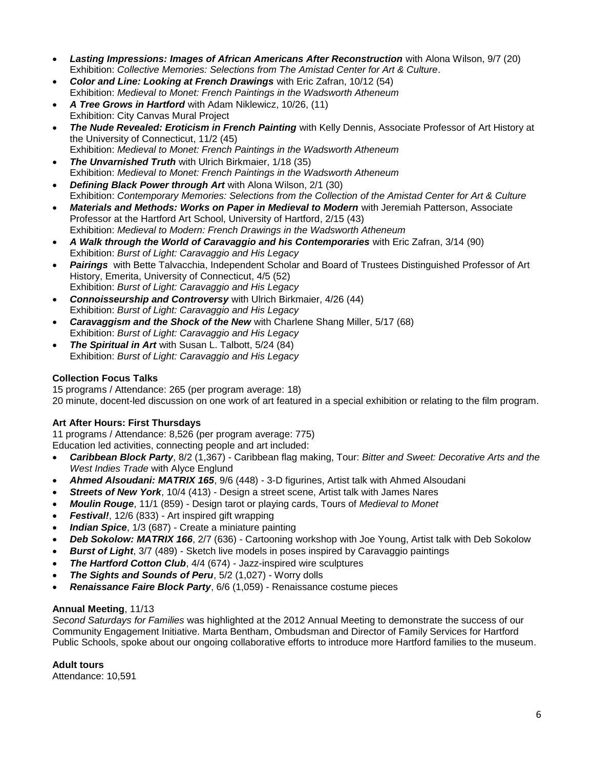- ***Lasting Impressions: Images of African Americans After Reconstruction*** with Alona Wilson, 9/7 (20) Exhibition: *Collective Memories: Selections from The Amistad Center for Art & Culture*.
- ***Color and Line: Looking at French Drawings*** with Eric Zafran, 10/12 (54) Exhibition: *Medieval to Monet: French Paintings in the Wadsworth Atheneum*
- ***A Tree Grows in Hartford*** with Adam Niklewicz, 10/26, (11) Exhibition: City Canvas Mural Project
- ***The Nude Revealed: Eroticism in French Painting*** with Kelly Dennis, Associate Professor of Art History at the University of Connecticut, 11/2 (45) Exhibition: *Medieval to Monet: French Paintings in the Wadsworth Atheneum*
- ***The Unvarnished Truth*** with Ulrich Birkmaier, 1/18 (35) Exhibition: *Medieval to Monet: French Paintings in the Wadsworth Atheneum*
- ***Defining Black Power through Art*** with Alona Wilson, 2/1 (30) Exhibition: *Contemporary Memories: Selections from the Collection of the Amistad Center for Art & Culture*
- ***Materials and Methods: Works on Paper in Medieval to Modern*** with Jeremiah Patterson, Associate Professor at the Hartford Art School, University of Hartford, 2/15 (43) Exhibition: *Medieval to Modern: French Drawings in the Wadsworth Atheneum*
- ***A Walk through the World of Caravaggio and his Contemporaries*** with Eric Zafran, 3/14 (90) Exhibition: *Burst of Light: Caravaggio and His Legacy*
- ***Pairings*** with Bette Talvacchia, Independent Scholar and Board of Trustees Distinguished Professor of Art History, Emerita, University of Connecticut, 4/5 (52) Exhibition: *Burst of Light: Caravaggio and His Legacy*
- ***Connoisseurship and Controversy*** with Ulrich Birkmaier, 4/26 (44) Exhibition: *Burst of Light: Caravaggio and His Legacy*
- ***Caravaggism and the Shock of the New*** with Charlene Shang Miller, 5/17 (68) Exhibition: *Burst of Light: Caravaggio and His Legacy*
- ***The Spiritual in Art*** with Susan L. Talbott, 5/24 (84) Exhibition: *Burst of Light: Caravaggio and His Legacy*

**Collection Focus Talks**

15 programs / Attendance: 265 (per program average: 18)
20 minute, docent-led discussion on one work of art featured in a special exhibition or relating to the film program.

**Art After Hours: First Thursdays**

11 programs / Attendance: 8,526 (per program average: 775)
Education led activities, connecting people and art included:

- ***Caribbean Block Party***, 8/2 (1,367) - Caribbean flag making, Tour: *Bitter and Sweet: Decorative Arts and the West Indies Trade* with Alyce Englund
- ***Ahmed Alsoudani: MATRIX 165***, 9/6 (448) - 3-D figurines, Artist talk with Ahmed Alsoudani
- ***Streets of New York***, 10/4 (413) - Design a street scene, Artist talk with James Nares
- ***Moulin Rouge***, 11/1 (859) - Design tarot or playing cards, Tours of *Medieval to Monet*
- ***Festival!***, 12/6 (833) - Art inspired gift wrapping
- ***Indian Spice***, 1/3 (687) - Create a miniature painting
- ***Deb Sokolow: MATRIX 166***, 2/7 (636) - Cartooning workshop with Joe Young, Artist talk with Deb Sokolow
- ***Burst of Light***, 3/7 (489) - Sketch live models in poses inspired by Caravaggio paintings
- ***The Hartford Cotton Club***, 4/4 (674) - Jazz-inspired wire sculptures
- ***The Sights and Sounds of Peru***, 5/2 (1,027) - Worry dolls
- ***Renaissance Faire Block Party***, 6/6 (1,059) - Renaissance costume pieces

**Annual Meeting**, 11/13

*Second Saturdays for Families* was highlighted at the 2012 Annual Meeting to demonstrate the success of our Community Engagement Initiative. Marta Bentham, Ombudsman and Director of Family Services for Hartford Public Schools, spoke about our ongoing collaborative efforts to introduce more Hartford families to the museum.

**Adult tours**

Attendance: 10,591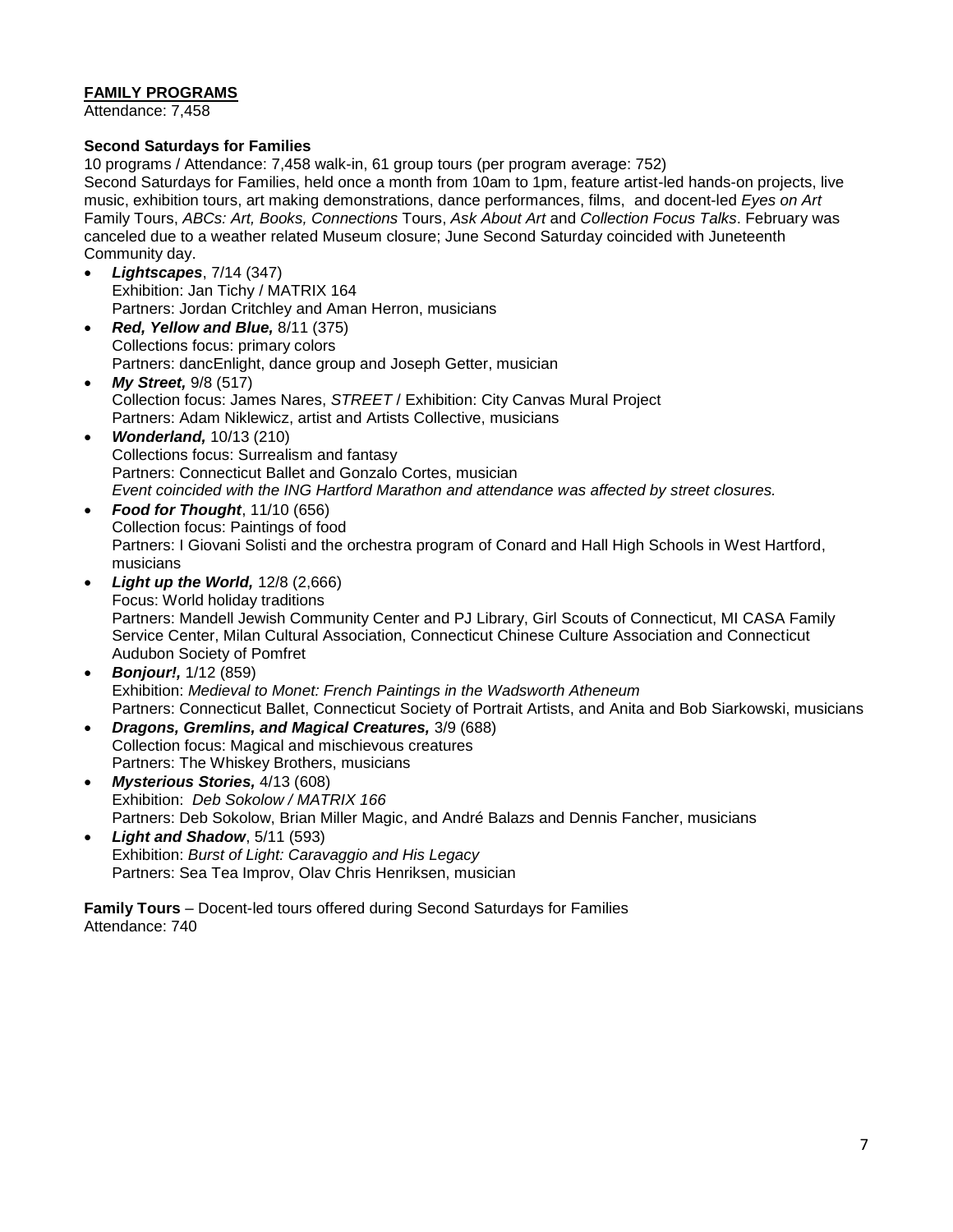**FAMILY PROGRAMS**
Attendance: 7,458

**Second Saturdays for Families**
10 programs / Attendance: 7,458 walk-in, 61 group tours (per program average: 752)
Second Saturdays for Families, held once a month from 10am to 1pm, feature artist-led hands-on projects, live music, exhibition tours, art making demonstrations, dance performances, films, and docent-led *Eyes on Art* Family Tours, *ABCs: Art, Books, Connections* Tours, *Ask About Art* and *Collection Focus Talks*. February was canceled due to a weather related Museum closure; June Second Saturday coincided with Juneteenth Community day.

- ***Lightscapes***, 7/14 (347)
  Exhibition: Jan Tichy / MATRIX 164
  Partners: Jordan Critchley and Aman Herron, musicians
- ***Red, Yellow and Blue,*** 8/11 (375)
  Collections focus: primary colors
  Partners: dancEnlight, dance group and Joseph Getter, musician
- ***My Street,*** 9/8 (517)
  Collection focus: James Nares, *STREET* / Exhibition: City Canvas Mural Project
  Partners: Adam Niklewicz, artist and Artists Collective, musicians
- ***Wonderland,*** 10/13 (210)
  Collections focus: Surrealism and fantasy
  Partners: Connecticut Ballet and Gonzalo Cortes, musician
  *Event coincided with the ING Hartford Marathon and attendance was affected by street closures.*
- ***Food for Thought***, 11/10 (656)
  Collection focus: Paintings of food
  Partners: I Giovani Solisti and the orchestra program of Conard and Hall High Schools in West Hartford, musicians
- ***Light up the World,*** 12/8 (2,666)
  Focus: World holiday traditions
  Partners: Mandell Jewish Community Center and PJ Library, Girl Scouts of Connecticut, MI CASA Family Service Center, Milan Cultural Association, Connecticut Chinese Culture Association and Connecticut Audubon Society of Pomfret
- ***Bonjour!,*** 1/12 (859)
  Exhibition: *Medieval to Monet: French Paintings in the Wadsworth Atheneum*
  Partners: Connecticut Ballet, Connecticut Society of Portrait Artists, and Anita and Bob Siarkowski, musicians
- ***Dragons, Gremlins, and Magical Creatures,*** 3/9 (688)
  Collection focus: Magical and mischievous creatures
  Partners: The Whiskey Brothers, musicians
- ***Mysterious Stories,*** 4/13 (608)
  Exhibition: *Deb Sokolow / MATRIX 166*
  Partners: Deb Sokolow, Brian Miller Magic, and André Balazs and Dennis Fancher, musicians
- ***Light and Shadow***, 5/11 (593)
  Exhibition: *Burst of Light: Caravaggio and His Legacy*
  Partners: Sea Tea Improv, Olav Chris Henriksen, musician

**Family Tours** – Docent-led tours offered during Second Saturdays for Families
Attendance: 740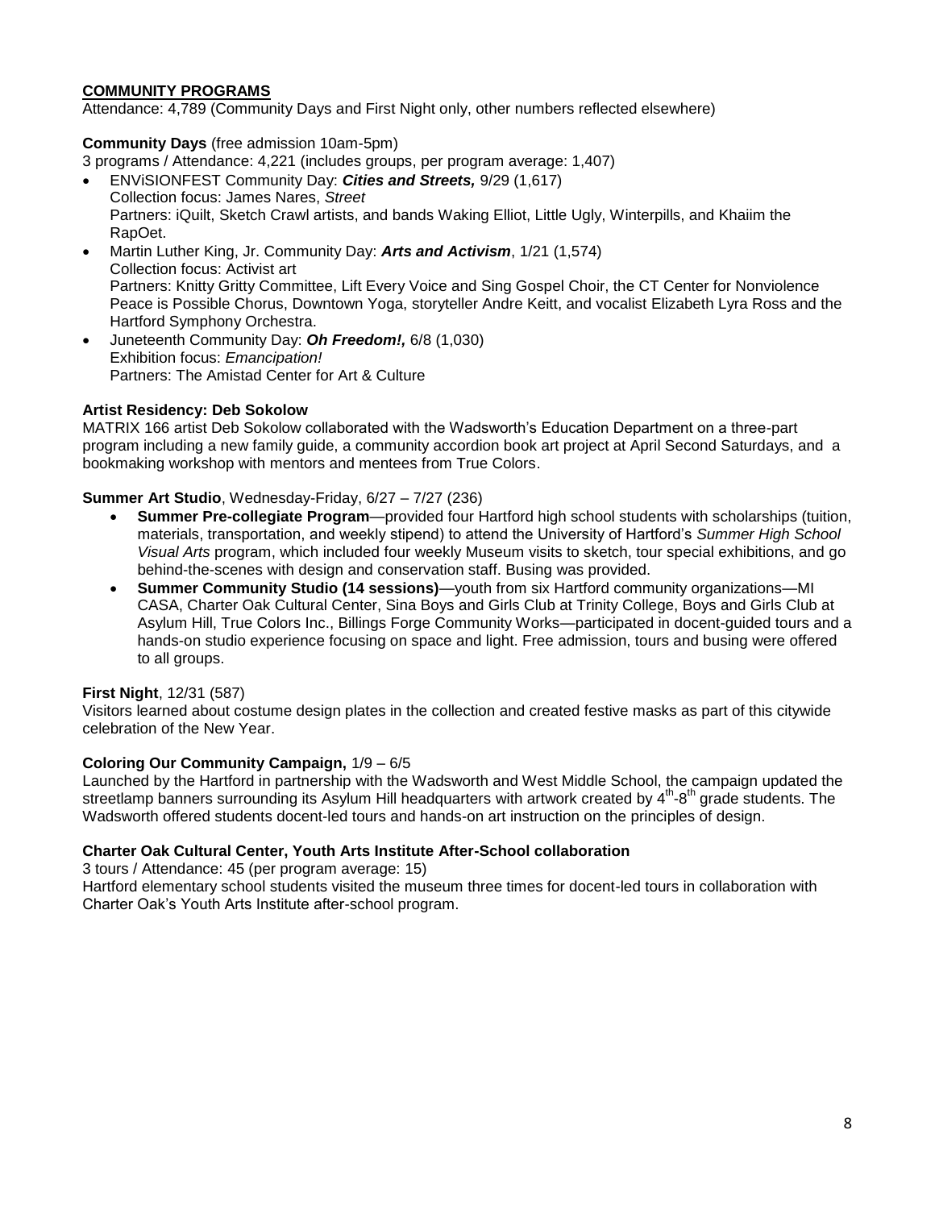## COMMUNITY PROGRAMS

Attendance: 4,789 (Community Days and First Night only, other numbers reflected elsewhere)

**Community Days** (free admission 10am-5pm)

3 programs / Attendance: 4,221 (includes groups, per program average: 1,407)

- ENViSIONFEST Community Day: ***Cities and Streets,*** 9/29 (1,617)
  Collection focus: James Nares, *Street*
  Partners: iQuilt, Sketch Crawl artists, and bands Waking Elliot, Little Ugly, Winterpills, and Khaiim the RapOet.
- Martin Luther King, Jr. Community Day: ***Arts and Activism***, 1/21 (1,574)
  Collection focus: Activist art
  Partners: Knitty Gritty Committee, Lift Every Voice and Sing Gospel Choir, the CT Center for Nonviolence Peace is Possible Chorus, Downtown Yoga, storyteller Andre Keitt, and vocalist Elizabeth Lyra Ross and the Hartford Symphony Orchestra.
- Juneteenth Community Day: ***Oh Freedom!,*** 6/8 (1,030)
  Exhibition focus: *Emancipation!*
  Partners: The Amistad Center for Art & Culture

**Artist Residency: Deb Sokolow**

MATRIX 166 artist Deb Sokolow collaborated with the Wadsworth's Education Department on a three-part program including a new family guide, a community accordion book art project at April Second Saturdays, and a bookmaking workshop with mentors and mentees from True Colors.

**Summer Art Studio**, Wednesday-Friday, 6/27 – 7/27 (236)

- **Summer Pre-collegiate Program**—provided four Hartford high school students with scholarships (tuition, materials, transportation, and weekly stipend) to attend the University of Hartford's *Summer High School Visual Arts* program, which included four weekly Museum visits to sketch, tour special exhibitions, and go behind-the-scenes with design and conservation staff. Busing was provided.
- **Summer Community Studio (14 sessions)**—youth from six Hartford community organizations—MI CASA, Charter Oak Cultural Center, Sina Boys and Girls Club at Trinity College, Boys and Girls Club at Asylum Hill, True Colors Inc., Billings Forge Community Works—participated in docent-guided tours and a hands-on studio experience focusing on space and light. Free admission, tours and busing were offered to all groups.

**First Night**, 12/31 (587)

Visitors learned about costume design plates in the collection and created festive masks as part of this citywide celebration of the New Year.

**Coloring Our Community Campaign,** 1/9 – 6/5

Launched by the Hartford in partnership with the Wadsworth and West Middle School, the campaign updated the streetlamp banners surrounding its Asylum Hill headquarters with artwork created by 4th-8th grade students. The Wadsworth offered students docent-led tours and hands-on art instruction on the principles of design.

**Charter Oak Cultural Center, Youth Arts Institute After-School collaboration**

3 tours / Attendance: 45 (per program average: 15)

Hartford elementary school students visited the museum three times for docent-led tours in collaboration with Charter Oak's Youth Arts Institute after-school program.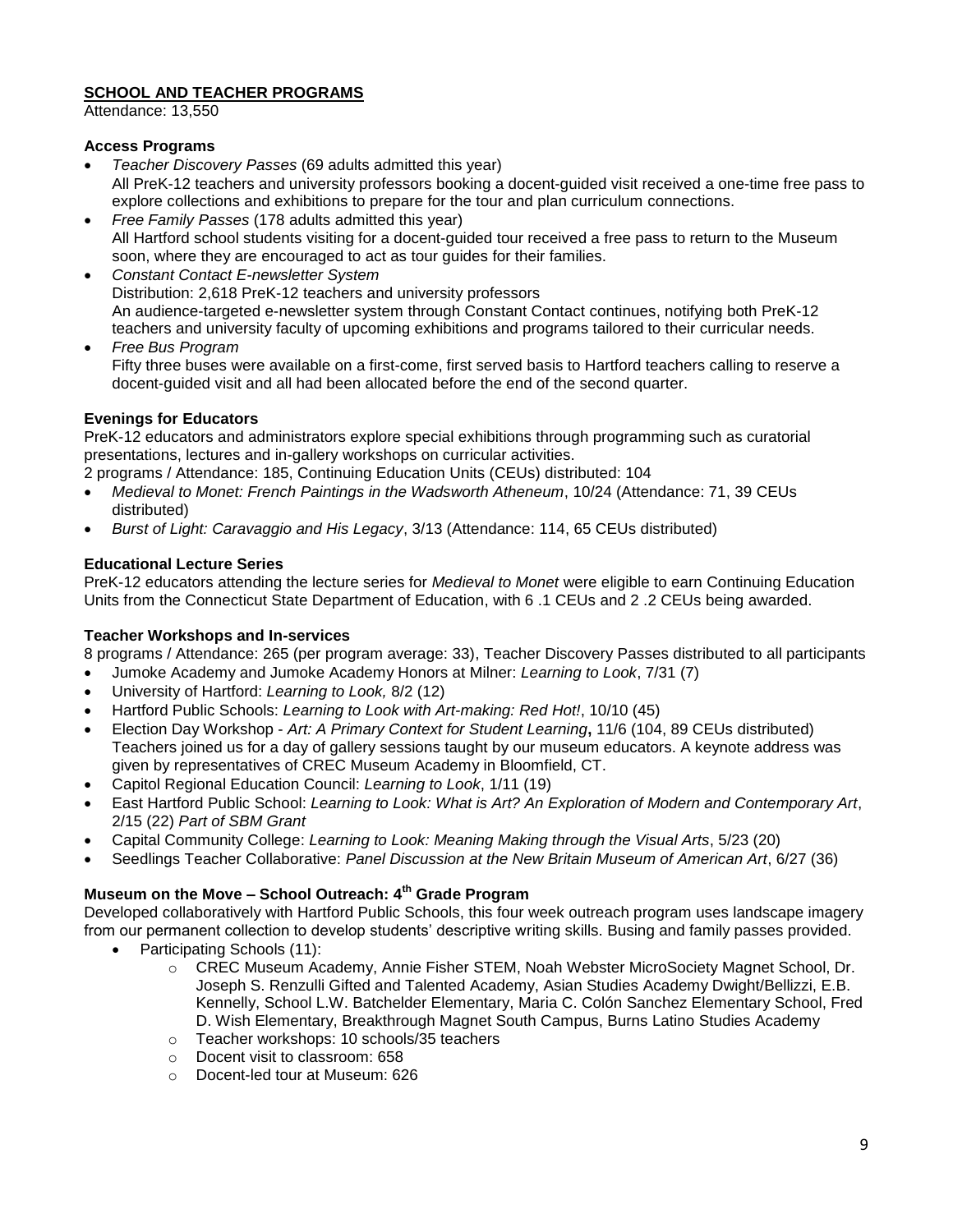## SCHOOL AND TEACHER PROGRAMS

Attendance: 13,550

### Access Programs

- *Teacher Discovery Passes* (69 adults admitted this year)
  All PreK-12 teachers and university professors booking a docent-guided visit received a one-time free pass to explore collections and exhibitions to prepare for the tour and plan curriculum connections.
- *Free Family Passes* (178 adults admitted this year)
  All Hartford school students visiting for a docent-guided tour received a free pass to return to the Museum soon, where they are encouraged to act as tour guides for their families.
- *Constant Contact E-newsletter System*
  Distribution: 2,618 PreK-12 teachers and university professors
  An audience-targeted e-newsletter system through Constant Contact continues, notifying both PreK-12 teachers and university faculty of upcoming exhibitions and programs tailored to their curricular needs.
- *Free Bus Program*
  Fifty three buses were available on a first-come, first served basis to Hartford teachers calling to reserve a docent-guided visit and all had been allocated before the end of the second quarter.

### Evenings for Educators

PreK-12 educators and administrators explore special exhibitions through programming such as curatorial presentations, lectures and in-gallery workshops on curricular activities.

2 programs / Attendance: 185, Continuing Education Units (CEUs) distributed: 104

- *Medieval to Monet: French Paintings in the Wadsworth Atheneum*, 10/24 (Attendance: 71, 39 CEUs distributed)
- *Burst of Light: Caravaggio and His Legacy*, 3/13 (Attendance: 114, 65 CEUs distributed)

### Educational Lecture Series

PreK-12 educators attending the lecture series for *Medieval to Monet* were eligible to earn Continuing Education Units from the Connecticut State Department of Education, with 6 .1 CEUs and 2 .2 CEUs being awarded.

### Teacher Workshops and In-services

8 programs / Attendance: 265 (per program average: 33), Teacher Discovery Passes distributed to all participants

- Jumoke Academy and Jumoke Academy Honors at Milner: *Learning to Look*, 7/31 (7)
- University of Hartford: *Learning to Look,* 8/2 (12)
- Hartford Public Schools: *Learning to Look with Art-making: Red Hot!*, 10/10 (45)
- Election Day Workshop - *Art: A Primary Context for Student Learning***,** 11/6 (104, 89 CEUs distributed)
  Teachers joined us for a day of gallery sessions taught by our museum educators. A keynote address was given by representatives of CREC Museum Academy in Bloomfield, CT.
- Capitol Regional Education Council: *Learning to Look*, 1/11 (19)
- East Hartford Public School: *Learning to Look: What is Art? An Exploration of Modern and Contemporary Art*, 2/15 (22) *Part of SBM Grant*
- Capital Community College: *Learning to Look: Meaning Making through the Visual Arts*, 5/23 (20)
- Seedlings Teacher Collaborative: *Panel Discussion at the New Britain Museum of American Art*, 6/27 (36)

### Museum on the Move – School Outreach: 4th Grade Program

Developed collaboratively with Hartford Public Schools, this four week outreach program uses landscape imagery from our permanent collection to develop students' descriptive writing skills. Busing and family passes provided.

- Participating Schools (11):
  - CREC Museum Academy, Annie Fisher STEM, Noah Webster MicroSociety Magnet School, Dr. Joseph S. Renzulli Gifted and Talented Academy, Asian Studies Academy Dwight/Bellizzi, E.B. Kennelly, School L.W. Batchelder Elementary, Maria C. Colón Sanchez Elementary School, Fred D. Wish Elementary, Breakthrough Magnet South Campus, Burns Latino Studies Academy
  - Teacher workshops: 10 schools/35 teachers
  - Docent visit to classroom: 658
  - Docent-led tour at Museum: 626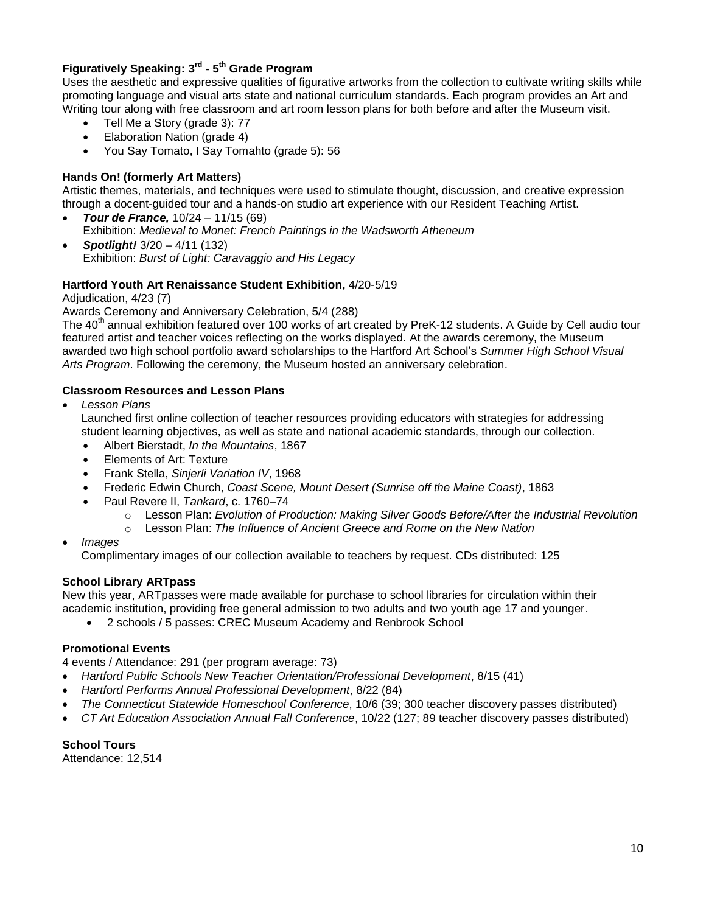### Figuratively Speaking: 3rd - 5th Grade Program

Uses the aesthetic and expressive qualities of figurative artworks from the collection to cultivate writing skills while promoting language and visual arts state and national curriculum standards. Each program provides an Art and Writing tour along with free classroom and art room lesson plans for both before and after the Museum visit.

- Tell Me a Story (grade 3): 77
- Elaboration Nation (grade 4)
- You Say Tomato, I Say Tomahto (grade 5): 56

### Hands On! (formerly Art Matters)

Artistic themes, materials, and techniques were used to stimulate thought, discussion, and creative expression through a docent-guided tour and a hands-on studio art experience with our Resident Teaching Artist.

- ***Tour de France,*** 10/24 – 11/15 (69)
  Exhibition: *Medieval to Monet: French Paintings in the Wadsworth Atheneum*
- ***Spotlight!*** 3/20 – 4/11 (132)
  Exhibition: *Burst of Light: Caravaggio and His Legacy*

### Hartford Youth Art Renaissance Student Exhibition, 4/20-5/19

Adjudication, 4/23 (7)

Awards Ceremony and Anniversary Celebration, 5/4 (288)

The 40th annual exhibition featured over 100 works of art created by PreK-12 students. A Guide by Cell audio tour featured artist and teacher voices reflecting on the works displayed. At the awards ceremony, the Museum awarded two high school portfolio award scholarships to the Hartford Art School's *Summer High School Visual Arts Program*. Following the ceremony, the Museum hosted an anniversary celebration.

### Classroom Resources and Lesson Plans

- *Lesson Plans*
  Launched first online collection of teacher resources providing educators with strategies for addressing student learning objectives, as well as state and national academic standards, through our collection.
  - Albert Bierstadt, *In the Mountains*, 1867
  - Elements of Art: Texture
  - Frank Stella, *Sinjerli Variation IV*, 1968
  - Frederic Edwin Church, *Coast Scene, Mount Desert (Sunrise off the Maine Coast)*, 1863
  - Paul Revere II, *Tankard*, c. 1760–74
    - Lesson Plan: *Evolution of Production: Making Silver Goods Before/After the Industrial Revolution*
    - Lesson Plan: *The Influence of Ancient Greece and Rome on the New Nation*
- *Images*
  Complimentary images of our collection available to teachers by request. CDs distributed: 125

### School Library ARTpass

New this year, ARTpasses were made available for purchase to school libraries for circulation within their academic institution, providing free general admission to two adults and two youth age 17 and younger.

- 2 schools / 5 passes: CREC Museum Academy and Renbrook School

### Promotional Events

4 events / Attendance: 291 (per program average: 73)

- *Hartford Public Schools New Teacher Orientation/Professional Development*, 8/15 (41)
- *Hartford Performs Annual Professional Development*, 8/22 (84)
- *The Connecticut Statewide Homeschool Conference*, 10/6 (39; 300 teacher discovery passes distributed)
- *CT Art Education Association Annual Fall Conference*, 10/22 (127; 89 teacher discovery passes distributed)

### School Tours

Attendance: 12,514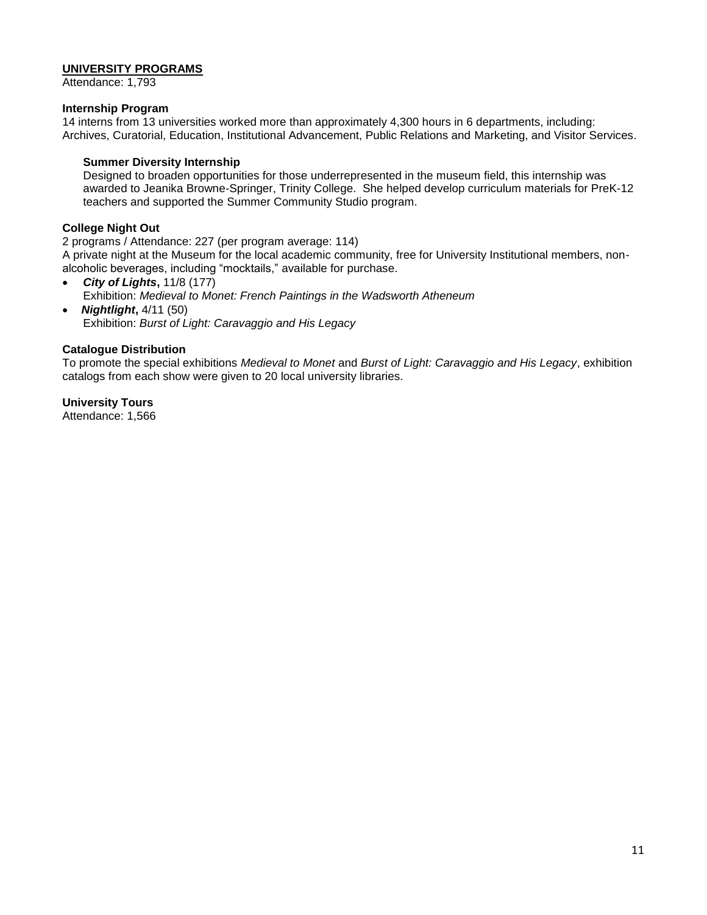## UNIVERSITY PROGRAMS

Attendance: 1,793

### Internship Program

14 interns from 13 universities worked more than approximately 4,300 hours in 6 departments, including: Archives, Curatorial, Education, Institutional Advancement, Public Relations and Marketing, and Visitor Services.

#### Summer Diversity Internship

Designed to broaden opportunities for those underrepresented in the museum field, this internship was awarded to Jeanika Browne-Springer, Trinity College. She helped develop curriculum materials for PreK-12 teachers and supported the Summer Community Studio program.

### College Night Out

2 programs / Attendance: 227 (per program average: 114)
A private night at the Museum for the local academic community, free for University Institutional members, non-alcoholic beverages, including "mocktails," available for purchase.

- ***City of Lights*, 11/8 (177)**
  Exhibition: *Medieval to Monet: French Paintings in the Wadsworth Atheneum*
- ***Nightlight*, 4/11 (50)**
  Exhibition: *Burst of Light: Caravaggio and His Legacy*

### Catalogue Distribution

To promote the special exhibitions *Medieval to Monet* and *Burst of Light: Caravaggio and His Legacy*, exhibition catalogs from each show were given to 20 local university libraries.

### University Tours

Attendance: 1,566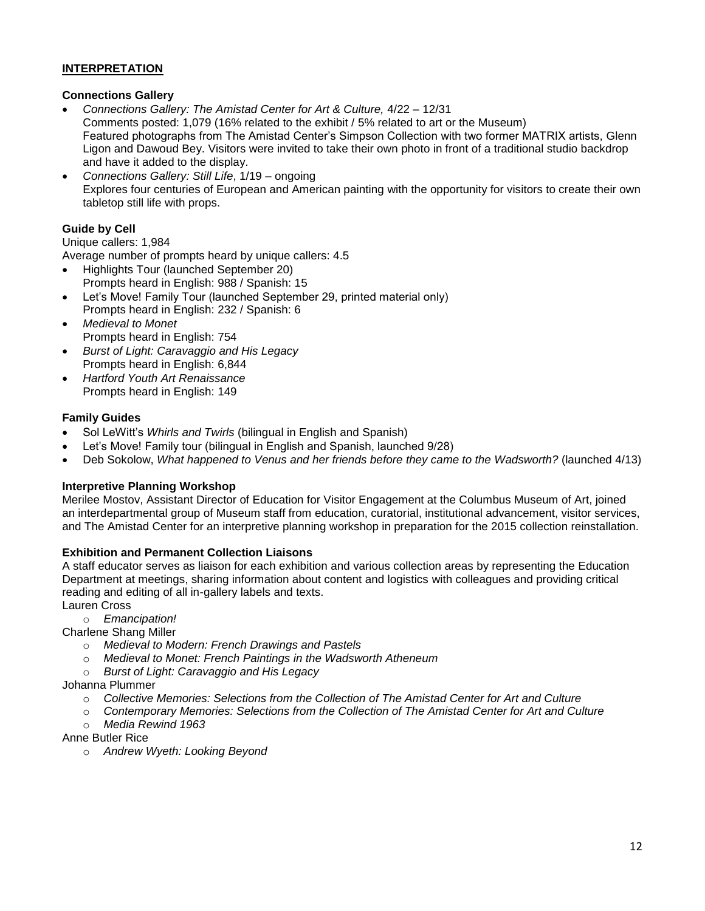## INTERPRETATION

### Connections Gallery

- *Connections Gallery: The Amistad Center for Art & Culture,* 4/22 – 12/31
  Comments posted: 1,079 (16% related to the exhibit / 5% related to art or the Museum)
  Featured photographs from The Amistad Center's Simpson Collection with two former MATRIX artists, Glenn Ligon and Dawoud Bey. Visitors were invited to take their own photo in front of a traditional studio backdrop and have it added to the display.
- *Connections Gallery: Still Life*, 1/19 – ongoing
  Explores four centuries of European and American painting with the opportunity for visitors to create their own tabletop still life with props.

### Guide by Cell

Unique callers: 1,984
Average number of prompts heard by unique callers: 4.5

- Highlights Tour (launched September 20)
  Prompts heard in English: 988 / Spanish: 15
- Let's Move! Family Tour (launched September 29, printed material only)
  Prompts heard in English: 232 / Spanish: 6
- *Medieval to Monet*
  Prompts heard in English: 754
- *Burst of Light: Caravaggio and His Legacy*
  Prompts heard in English: 6,844
- *Hartford Youth Art Renaissance*
  Prompts heard in English: 149

### Family Guides

- Sol LeWitt's *Whirls and Twirls* (bilingual in English and Spanish)
- Let's Move! Family tour (bilingual in English and Spanish, launched 9/28)
- Deb Sokolow, *What happened to Venus and her friends before they came to the Wadsworth?* (launched 4/13)

### Interpretive Planning Workshop

Merilee Mostov, Assistant Director of Education for Visitor Engagement at the Columbus Museum of Art, joined an interdepartmental group of Museum staff from education, curatorial, institutional advancement, visitor services, and The Amistad Center for an interpretive planning workshop in preparation for the 2015 collection reinstallation.

### Exhibition and Permanent Collection Liaisons

A staff educator serves as liaison for each exhibition and various collection areas by representing the Education Department at meetings, sharing information about content and logistics with colleagues and providing critical reading and editing of all in-gallery labels and texts.

Lauren Cross

- *Emancipation!*

Charlene Shang Miller

- *Medieval to Modern: French Drawings and Pastels*
- *Medieval to Monet: French Paintings in the Wadsworth Atheneum*
- *Burst of Light: Caravaggio and His Legacy*

Johanna Plummer

- *Collective Memories: Selections from the Collection of The Amistad Center for Art and Culture*
- *Contemporary Memories: Selections from the Collection of The Amistad Center for Art and Culture*
- *Media Rewind 1963*

Anne Butler Rice

- *Andrew Wyeth: Looking Beyond*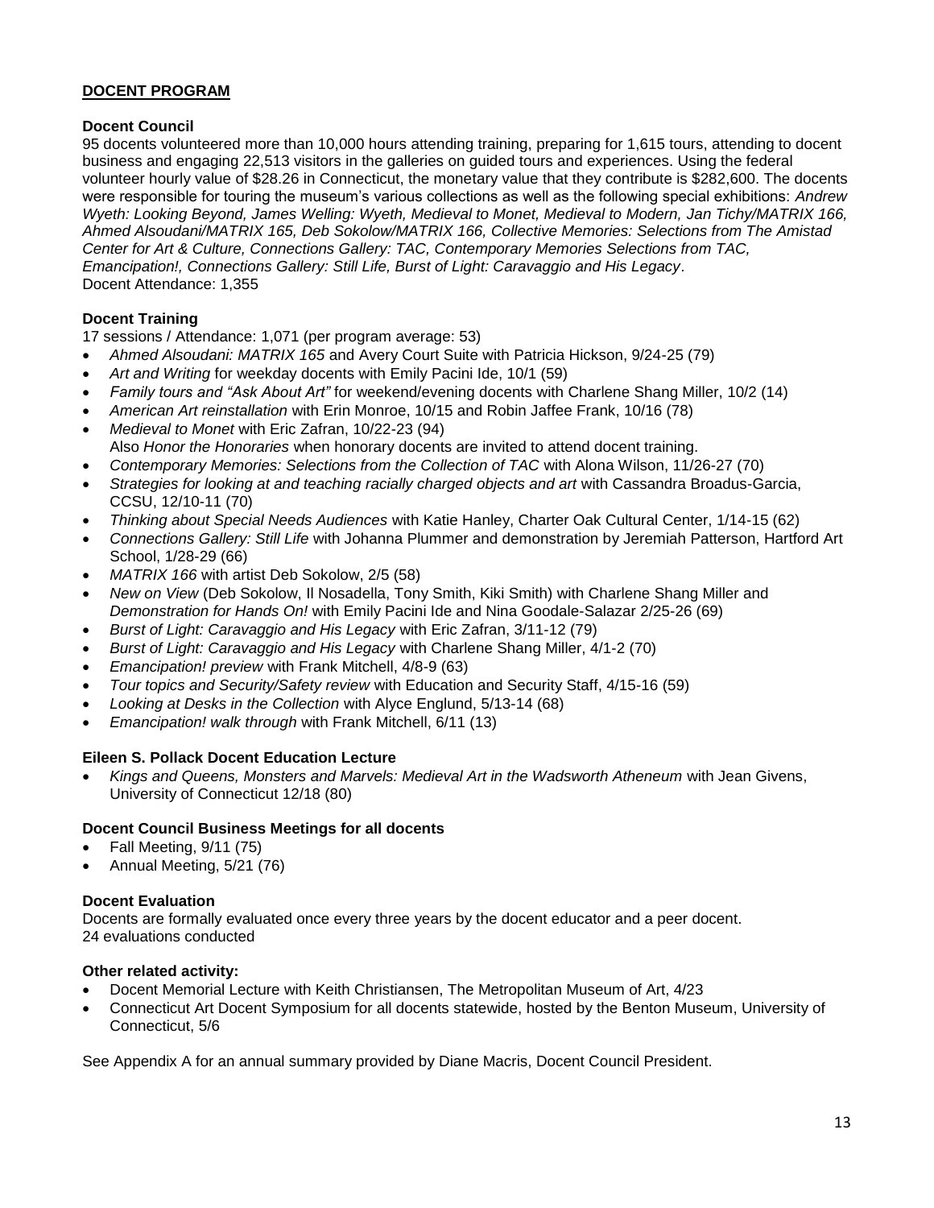## **DOCENT PROGRAM**

### **Docent Council**

95 docents volunteered more than 10,000 hours attending training, preparing for 1,615 tours, attending to docent business and engaging 22,513 visitors in the galleries on guided tours and experiences. Using the federal volunteer hourly value of $28.26 in Connecticut, the monetary value that they contribute is $282,600. The docents were responsible for touring the museum's various collections as well as the following special exhibitions: *Andrew Wyeth: Looking Beyond, James Welling: Wyeth, Medieval to Monet, Medieval to Modern, Jan Tichy/MATRIX 166, Ahmed Alsoudani/MATRIX 165, Deb Sokolow/MATRIX 166, Collective Memories: Selections from The Amistad Center for Art & Culture, Connections Gallery: TAC, Contemporary Memories Selections from TAC, Emancipation!, Connections Gallery: Still Life, Burst of Light: Caravaggio and His Legacy*.
Docent Attendance: 1,355

### **Docent Training**

17 sessions / Attendance: 1,071 (per program average: 53)

- *Ahmed Alsoudani: MATRIX 165* and Avery Court Suite with Patricia Hickson, 9/24-25 (79)
- *Art and Writing* for weekday docents with Emily Pacini Ide, 10/1 (59)
- *Family tours and "Ask About Art"* for weekend/evening docents with Charlene Shang Miller, 10/2 (14)
- *American Art reinstallation* with Erin Monroe, 10/15 and Robin Jaffee Frank, 10/16 (78)
- *Medieval to Monet* with Eric Zafran, 10/22-23 (94)
  Also *Honor the Honoraries* when honorary docents are invited to attend docent training.
- *Contemporary Memories: Selections from the Collection of TAC* with Alona Wilson, 11/26-27 (70)
- *Strategies for looking at and teaching racially charged objects and art* with Cassandra Broadus-Garcia, CCSU, 12/10-11 (70)
- *Thinking about Special Needs Audiences* with Katie Hanley, Charter Oak Cultural Center, 1/14-15 (62)
- *Connections Gallery: Still Life* with Johanna Plummer and demonstration by Jeremiah Patterson, Hartford Art School, 1/28-29 (66)
- *MATRIX 166* with artist Deb Sokolow, 2/5 (58)
- *New on View* (Deb Sokolow, Il Nosadella, Tony Smith, Kiki Smith) with Charlene Shang Miller and *Demonstration for Hands On!* with Emily Pacini Ide and Nina Goodale-Salazar 2/25-26 (69)
- *Burst of Light: Caravaggio and His Legacy* with Eric Zafran, 3/11-12 (79)
- *Burst of Light: Caravaggio and His Legacy* with Charlene Shang Miller, 4/1-2 (70)
- *Emancipation! preview* with Frank Mitchell, 4/8-9 (63)
- *Tour topics and Security/Safety review* with Education and Security Staff, 4/15-16 (59)
- *Looking at Desks in the Collection* with Alyce Englund, 5/13-14 (68)
- *Emancipation! walk through* with Frank Mitchell, 6/11 (13)

### **Eileen S. Pollack Docent Education Lecture**

- *Kings and Queens, Monsters and Marvels: Medieval Art in the Wadsworth Atheneum* with Jean Givens, University of Connecticut 12/18 (80)

### **Docent Council Business Meetings for all docents**

- Fall Meeting, 9/11 (75)
- Annual Meeting, 5/21 (76)

### **Docent Evaluation**

Docents are formally evaluated once every three years by the docent educator and a peer docent.
24 evaluations conducted

### **Other related activity:**

- Docent Memorial Lecture with Keith Christiansen, The Metropolitan Museum of Art, 4/23
- Connecticut Art Docent Symposium for all docents statewide, hosted by the Benton Museum, University of Connecticut, 5/6

See Appendix A for an annual summary provided by Diane Macris, Docent Council President.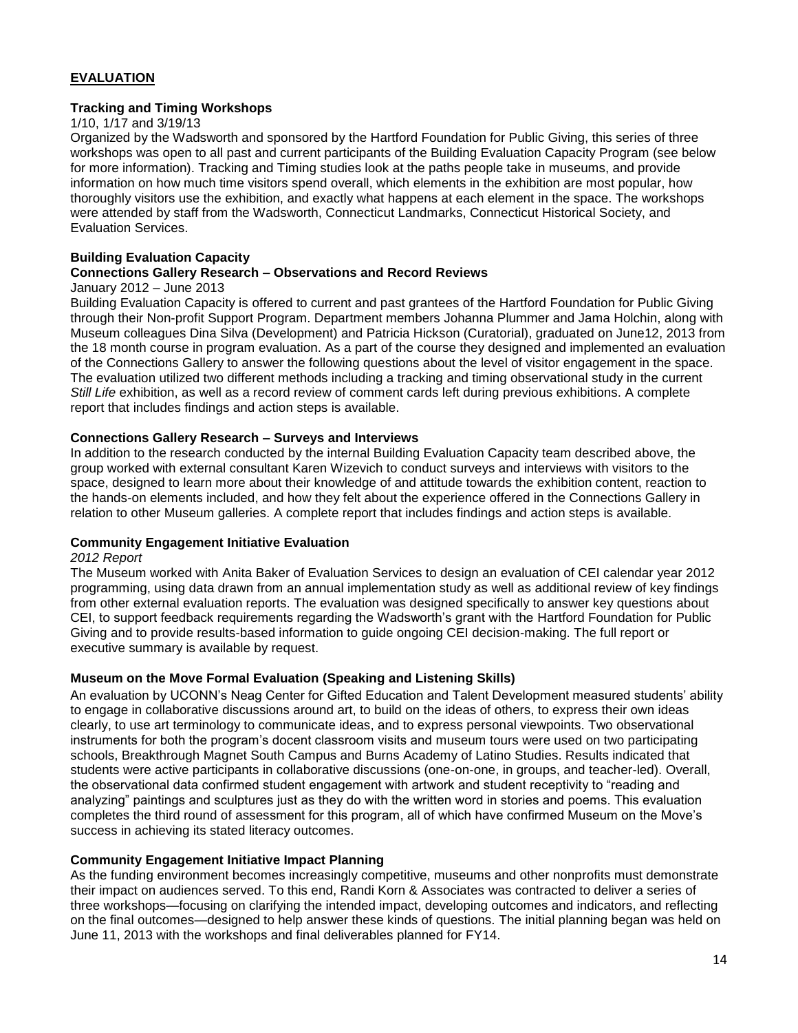## EVALUATION

### Tracking and Timing Workshops

1/10, 1/17 and 3/19/13

Organized by the Wadsworth and sponsored by the Hartford Foundation for Public Giving, this series of three workshops was open to all past and current participants of the Building Evaluation Capacity Program (see below for more information). Tracking and Timing studies look at the paths people take in museums, and provide information on how much time visitors spend overall, which elements in the exhibition are most popular, how thoroughly visitors use the exhibition, and exactly what happens at each element in the space. The workshops were attended by staff from the Wadsworth, Connecticut Landmarks, Connecticut Historical Society, and Evaluation Services.

### Building Evaluation Capacity

### Connections Gallery Research – Observations and Record Reviews

January 2012 – June 2013

Building Evaluation Capacity is offered to current and past grantees of the Hartford Foundation for Public Giving through their Non-profit Support Program. Department members Johanna Plummer and Jama Holchin, along with Museum colleagues Dina Silva (Development) and Patricia Hickson (Curatorial), graduated on June12, 2013 from the 18 month course in program evaluation. As a part of the course they designed and implemented an evaluation of the Connections Gallery to answer the following questions about the level of visitor engagement in the space. The evaluation utilized two different methods including a tracking and timing observational study in the current *Still Life* exhibition, as well as a record review of comment cards left during previous exhibitions. A complete report that includes findings and action steps is available.

### Connections Gallery Research – Surveys and Interviews

In addition to the research conducted by the internal Building Evaluation Capacity team described above, the group worked with external consultant Karen Wizevich to conduct surveys and interviews with visitors to the space, designed to learn more about their knowledge of and attitude towards the exhibition content, reaction to the hands-on elements included, and how they felt about the experience offered in the Connections Gallery in relation to other Museum galleries. A complete report that includes findings and action steps is available.

### Community Engagement Initiative Evaluation

*2012 Report*

The Museum worked with Anita Baker of Evaluation Services to design an evaluation of CEI calendar year 2012 programming, using data drawn from an annual implementation study as well as additional review of key findings from other external evaluation reports. The evaluation was designed specifically to answer key questions about CEI, to support feedback requirements regarding the Wadsworth's grant with the Hartford Foundation for Public Giving and to provide results-based information to guide ongoing CEI decision-making. The full report or executive summary is available by request.

### Museum on the Move Formal Evaluation (Speaking and Listening Skills)

An evaluation by UCONN's Neag Center for Gifted Education and Talent Development measured students' ability to engage in collaborative discussions around art, to build on the ideas of others, to express their own ideas clearly, to use art terminology to communicate ideas, and to express personal viewpoints. Two observational instruments for both the program's docent classroom visits and museum tours were used on two participating schools, Breakthrough Magnet South Campus and Burns Academy of Latino Studies. Results indicated that students were active participants in collaborative discussions (one-on-one, in groups, and teacher-led). Overall, the observational data confirmed student engagement with artwork and student receptivity to "reading and analyzing" paintings and sculptures just as they do with the written word in stories and poems. This evaluation completes the third round of assessment for this program, all of which have confirmed Museum on the Move's success in achieving its stated literacy outcomes.

### Community Engagement Initiative Impact Planning

As the funding environment becomes increasingly competitive, museums and other nonprofits must demonstrate their impact on audiences served. To this end, Randi Korn & Associates was contracted to deliver a series of three workshops—focusing on clarifying the intended impact, developing outcomes and indicators, and reflecting on the final outcomes—designed to help answer these kinds of questions. The initial planning began was held on June 11, 2013 with the workshops and final deliverables planned for FY14.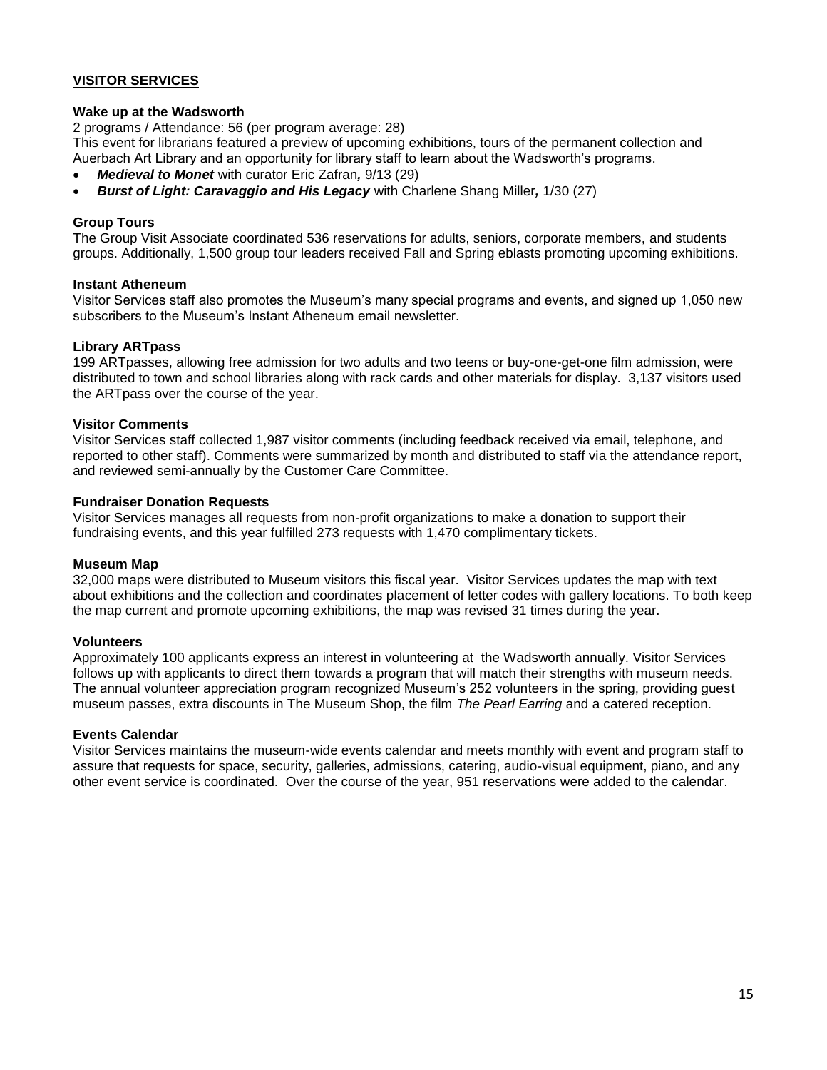## VISITOR SERVICES

### Wake up at the Wadsworth

2 programs / Attendance: 56 (per program average: 28)

This event for librarians featured a preview of upcoming exhibitions, tours of the permanent collection and Auerbach Art Library and an opportunity for library staff to learn about the Wadsworth's programs.

- ***Medieval to Monet*** with curator Eric Zafran***,*** 9/13 (29)
- ***Burst of Light: Caravaggio and His Legacy*** with Charlene Shang Miller***,*** 1/30 (27)

### Group Tours

The Group Visit Associate coordinated 536 reservations for adults, seniors, corporate members, and students groups. Additionally, 1,500 group tour leaders received Fall and Spring eblasts promoting upcoming exhibitions.

### Instant Atheneum

Visitor Services staff also promotes the Museum's many special programs and events, and signed up 1,050 new subscribers to the Museum's Instant Atheneum email newsletter.

### Library ARTpass

199 ARTpasses, allowing free admission for two adults and two teens or buy-one-get-one film admission, were distributed to town and school libraries along with rack cards and other materials for display. 3,137 visitors used the ARTpass over the course of the year.

### Visitor Comments

Visitor Services staff collected 1,987 visitor comments (including feedback received via email, telephone, and reported to other staff). Comments were summarized by month and distributed to staff via the attendance report, and reviewed semi-annually by the Customer Care Committee.

### Fundraiser Donation Requests

Visitor Services manages all requests from non-profit organizations to make a donation to support their fundraising events, and this year fulfilled 273 requests with 1,470 complimentary tickets.

### Museum Map

32,000 maps were distributed to Museum visitors this fiscal year. Visitor Services updates the map with text about exhibitions and the collection and coordinates placement of letter codes with gallery locations. To both keep the map current and promote upcoming exhibitions, the map was revised 31 times during the year.

### Volunteers

Approximately 100 applicants express an interest in volunteering at the Wadsworth annually. Visitor Services follows up with applicants to direct them towards a program that will match their strengths with museum needs. The annual volunteer appreciation program recognized Museum's 252 volunteers in the spring, providing guest museum passes, extra discounts in The Museum Shop, the film *The Pearl Earring* and a catered reception.

### Events Calendar

Visitor Services maintains the museum-wide events calendar and meets monthly with event and program staff to assure that requests for space, security, galleries, admissions, catering, audio-visual equipment, piano, and any other event service is coordinated. Over the course of the year, 951 reservations were added to the calendar.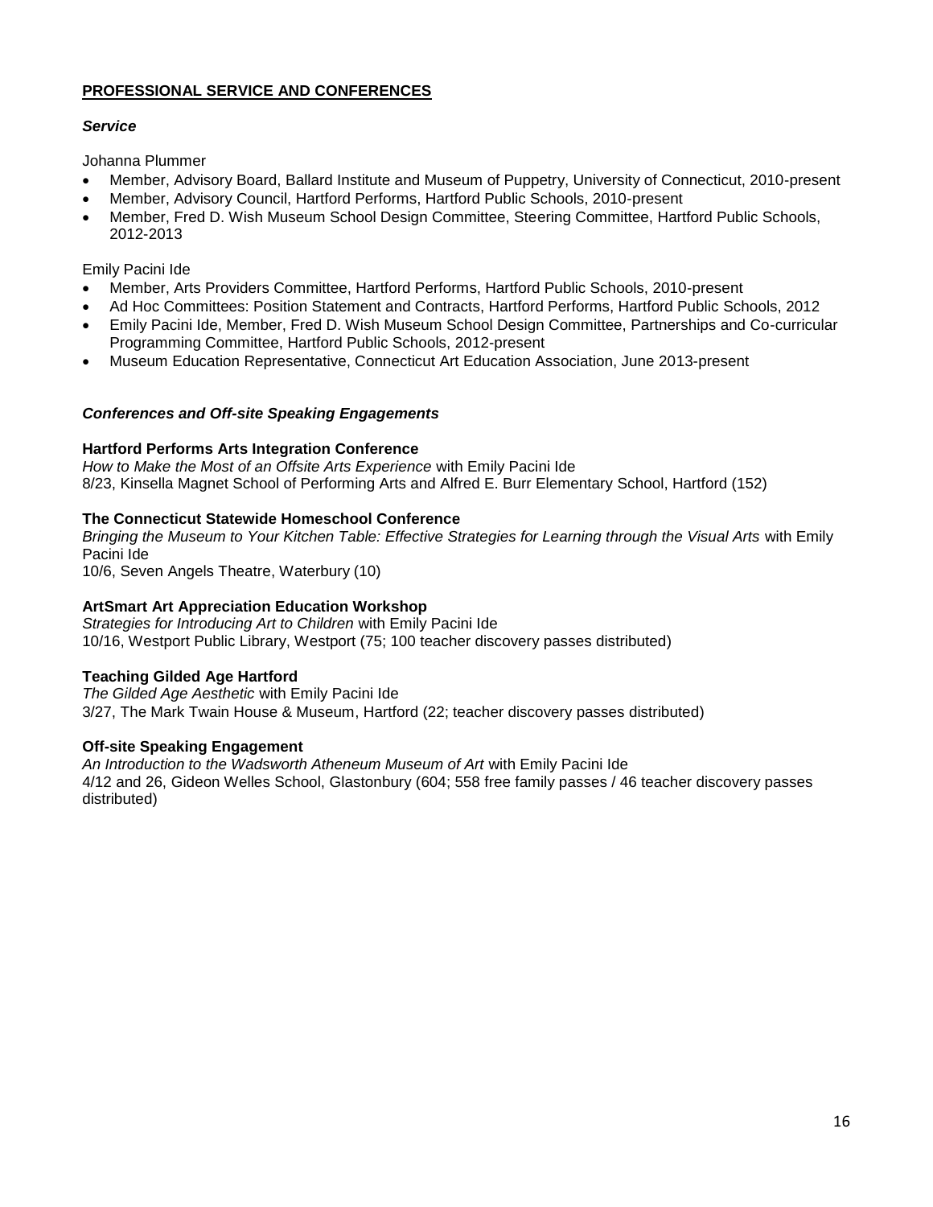## PROFESSIONAL SERVICE AND CONFERENCES

### *Service*

Johanna Plummer

- Member, Advisory Board, Ballard Institute and Museum of Puppetry, University of Connecticut, 2010-present
- Member, Advisory Council, Hartford Performs, Hartford Public Schools, 2010-present
- Member, Fred D. Wish Museum School Design Committee, Steering Committee, Hartford Public Schools, 2012-2013

Emily Pacini Ide

- Member, Arts Providers Committee, Hartford Performs, Hartford Public Schools, 2010-present
- Ad Hoc Committees: Position Statement and Contracts, Hartford Performs, Hartford Public Schools, 2012
- Emily Pacini Ide, Member, Fred D. Wish Museum School Design Committee, Partnerships and Co-curricular Programming Committee, Hartford Public Schools, 2012-present
- Museum Education Representative, Connecticut Art Education Association, June 2013-present

### *Conferences and Off-site Speaking Engagements*

**Hartford Performs Arts Integration Conference**
*How to Make the Most of an Offsite Arts Experience* with Emily Pacini Ide
8/23, Kinsella Magnet School of Performing Arts and Alfred E. Burr Elementary School, Hartford (152)

**The Connecticut Statewide Homeschool Conference**
*Bringing the Museum to Your Kitchen Table: Effective Strategies for Learning through the Visual Arts* with Emily Pacini Ide
10/6, Seven Angels Theatre, Waterbury (10)

**ArtSmart Art Appreciation Education Workshop**
*Strategies for Introducing Art to Children* with Emily Pacini Ide
10/16, Westport Public Library, Westport (75; 100 teacher discovery passes distributed)

**Teaching Gilded Age Hartford**
*The Gilded Age Aesthetic* with Emily Pacini Ide
3/27, The Mark Twain House & Museum, Hartford (22; teacher discovery passes distributed)

**Off-site Speaking Engagement**
*An Introduction to the Wadsworth Atheneum Museum of Art* with Emily Pacini Ide
4/12 and 26, Gideon Welles School, Glastonbury (604; 558 free family passes / 46 teacher discovery passes distributed)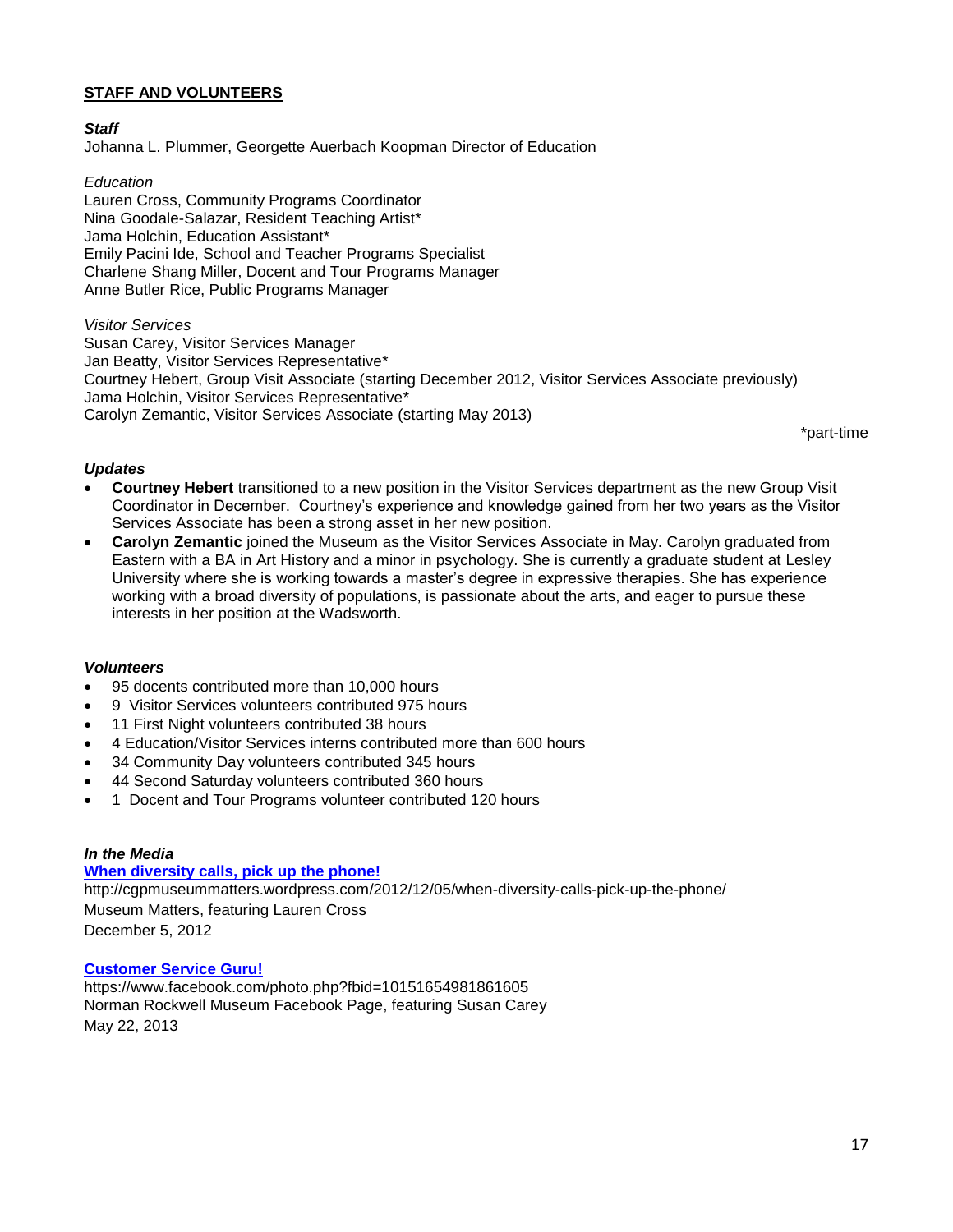## STAFF AND VOLUNTEERS

***Staff***

Johanna L. Plummer, Georgette Auerbach Koopman Director of Education

*Education*

Lauren Cross, Community Programs Coordinator
Nina Goodale-Salazar, Resident Teaching Artist*
Jama Holchin, Education Assistant*
Emily Pacini Ide, School and Teacher Programs Specialist
Charlene Shang Miller, Docent and Tour Programs Manager
Anne Butler Rice, Public Programs Manager

*Visitor Services*

Susan Carey, Visitor Services Manager
Jan Beatty, Visitor Services Representative*
Courtney Hebert, Group Visit Associate (starting December 2012, Visitor Services Associate previously)
Jama Holchin, Visitor Services Representative*
Carolyn Zemantic, Visitor Services Associate (starting May 2013)

*part-time

***Updates***

- **Courtney Hebert** transitioned to a new position in the Visitor Services department as the new Group Visit Coordinator in December. Courtney's experience and knowledge gained from her two years as the Visitor Services Associate has been a strong asset in her new position.
- **Carolyn Zemantic** joined the Museum as the Visitor Services Associate in May. Carolyn graduated from Eastern with a BA in Art History and a minor in psychology. She is currently a graduate student at Lesley University where she is working towards a master's degree in expressive therapies. She has experience working with a broad diversity of populations, is passionate about the arts, and eager to pursue these interests in her position at the Wadsworth.

***Volunteers***

- 95 docents contributed more than 10,000 hours
- 9 Visitor Services volunteers contributed 975 hours
- 11 First Night volunteers contributed 38 hours
- 4 Education/Visitor Services interns contributed more than 600 hours
- 34 Community Day volunteers contributed 345 hours
- 44 Second Saturday volunteers contributed 360 hours
- 1 Docent and Tour Programs volunteer contributed 120 hours

***In the Media***

**When diversity calls, pick up the phone!**
http://cgpmuseummatters.wordpress.com/2012/12/05/when-diversity-calls-pick-up-the-phone/
Museum Matters, featuring Lauren Cross
December 5, 2012

**Customer Service Guru!**
https://www.facebook.com/photo.php?fbid=10151654981861605
Norman Rockwell Museum Facebook Page, featuring Susan Carey
May 22, 2013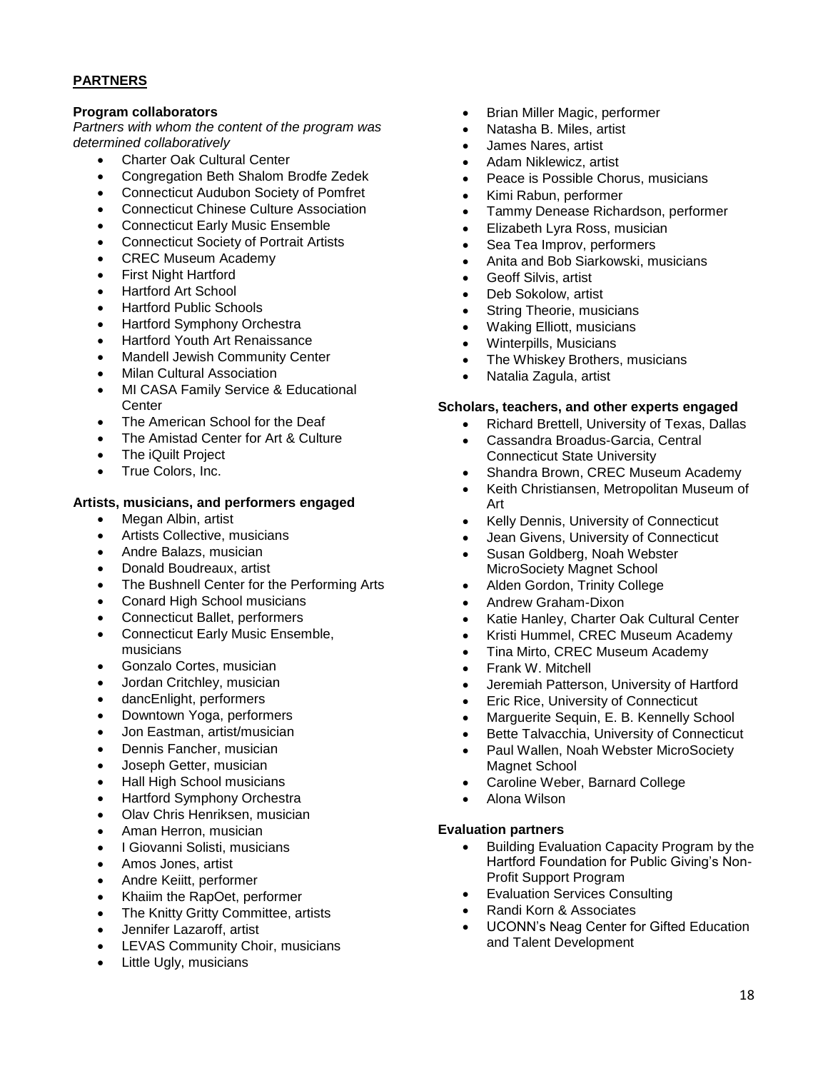## PARTNERS

**Program collaborators**

*Partners with whom the content of the program was determined collaboratively*

- Charter Oak Cultural Center
- Congregation Beth Shalom Brodfe Zedek
- Connecticut Audubon Society of Pomfret
- Connecticut Chinese Culture Association
- Connecticut Early Music Ensemble
- Connecticut Society of Portrait Artists
- CREC Museum Academy
- First Night Hartford
- Hartford Art School
- Hartford Public Schools
- Hartford Symphony Orchestra
- Hartford Youth Art Renaissance
- Mandell Jewish Community Center
- Milan Cultural Association
- MI CASA Family Service & Educational Center
- The American School for the Deaf
- The Amistad Center for Art & Culture
- The iQuilt Project
- True Colors, Inc.

**Artists, musicians, and performers engaged**

- Megan Albin, artist
- Artists Collective, musicians
- Andre Balazs, musician
- Donald Boudreaux, artist
- The Bushnell Center for the Performing Arts
- Conard High School musicians
- Connecticut Ballet, performers
- Connecticut Early Music Ensemble, musicians
- Gonzalo Cortes, musician
- Jordan Critchley, musician
- dancEnlight, performers
- Downtown Yoga, performers
- Jon Eastman, artist/musician
- Dennis Fancher, musician
- Joseph Getter, musician
- Hall High School musicians
- Hartford Symphony Orchestra
- Olav Chris Henriksen, musician
- Aman Herron, musician
- I Giovanni Solisti, musicians
- Amos Jones, artist
- Andre Keiitt, performer
- Khaiim the RapOet, performer
- The Knitty Gritty Committee, artists
- Jennifer Lazaroff, artist
- LEVAS Community Choir, musicians
- Little Ugly, musicians
- Brian Miller Magic, performer
- Natasha B. Miles, artist
- James Nares, artist
- Adam Niklewicz, artist
- Peace is Possible Chorus, musicians
- Kimi Rabun, performer
- Tammy Denease Richardson, performer
- Elizabeth Lyra Ross, musician
- Sea Tea Improv, performers
- Anita and Bob Siarkowski, musicians
- Geoff Silvis, artist
- Deb Sokolow, artist
- String Theorie, musicians
- Waking Elliott, musicians
- Winterpills, Musicians
- The Whiskey Brothers, musicians
- Natalia Zagula, artist

**Scholars, teachers, and other experts engaged**

- Richard Brettell, University of Texas, Dallas
- Cassandra Broadus-Garcia, Central Connecticut State University
- Shandra Brown, CREC Museum Academy
- Keith Christiansen, Metropolitan Museum of Art
- Kelly Dennis, University of Connecticut
- Jean Givens, University of Connecticut
- Susan Goldberg, Noah Webster MicroSociety Magnet School
- Alden Gordon, Trinity College
- Andrew Graham-Dixon
- Katie Hanley, Charter Oak Cultural Center
- Kristi Hummel, CREC Museum Academy
- Tina Mirto, CREC Museum Academy
- Frank W. Mitchell
- Jeremiah Patterson, University of Hartford
- Eric Rice, University of Connecticut
- Marguerite Sequin, E. B. Kennelly School
- Bette Talvacchia, University of Connecticut
- Paul Wallen, Noah Webster MicroSociety Magnet School
- Caroline Weber, Barnard College
- Alona Wilson

**Evaluation partners**

- Building Evaluation Capacity Program by the Hartford Foundation for Public Giving's Non-Profit Support Program
- Evaluation Services Consulting
- Randi Korn & Associates
- UCONN's Neag Center for Gifted Education and Talent Development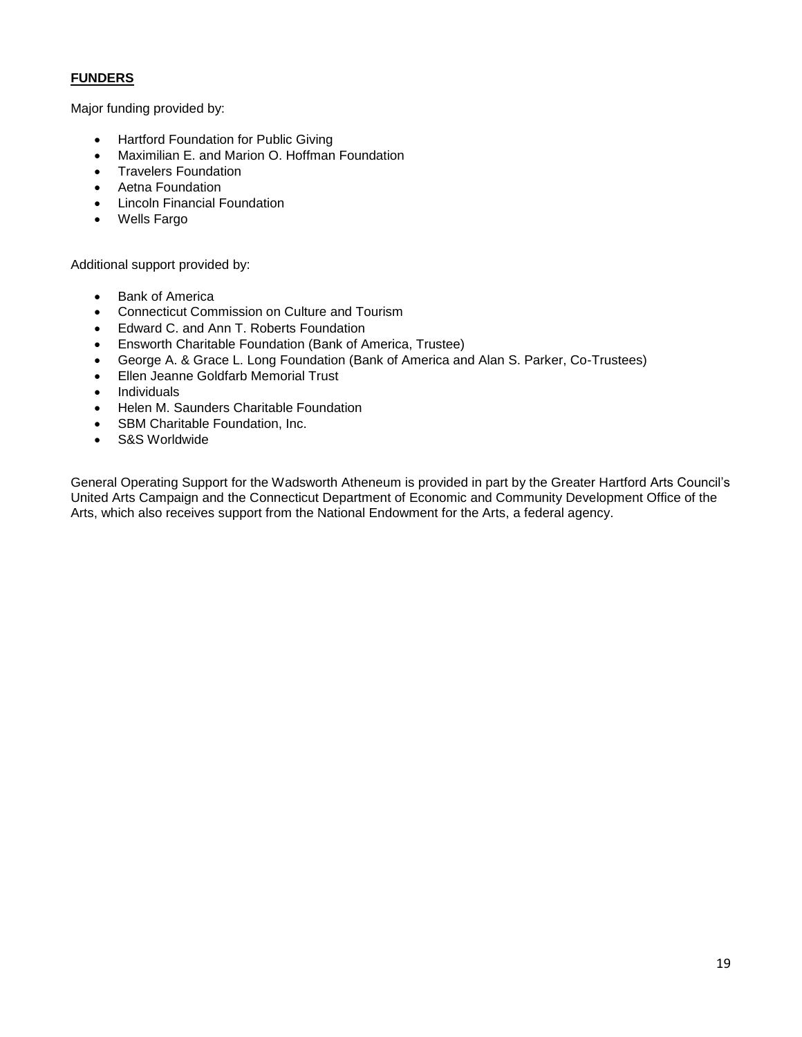## FUNDERS

Major funding provided by:

- Hartford Foundation for Public Giving
- Maximilian E. and Marion O. Hoffman Foundation
- Travelers Foundation
- Aetna Foundation
- Lincoln Financial Foundation
- Wells Fargo

Additional support provided by:

- Bank of America
- Connecticut Commission on Culture and Tourism
- Edward C. and Ann T. Roberts Foundation
- Ensworth Charitable Foundation (Bank of America, Trustee)
- George A. & Grace L. Long Foundation (Bank of America and Alan S. Parker, Co-Trustees)
- Ellen Jeanne Goldfarb Memorial Trust
- Individuals
- Helen M. Saunders Charitable Foundation
- SBM Charitable Foundation, Inc.
- S&S Worldwide

General Operating Support for the Wadsworth Atheneum is provided in part by the Greater Hartford Arts Council's United Arts Campaign and the Connecticut Department of Economic and Community Development Office of the Arts, which also receives support from the National Endowment for the Arts, a federal agency.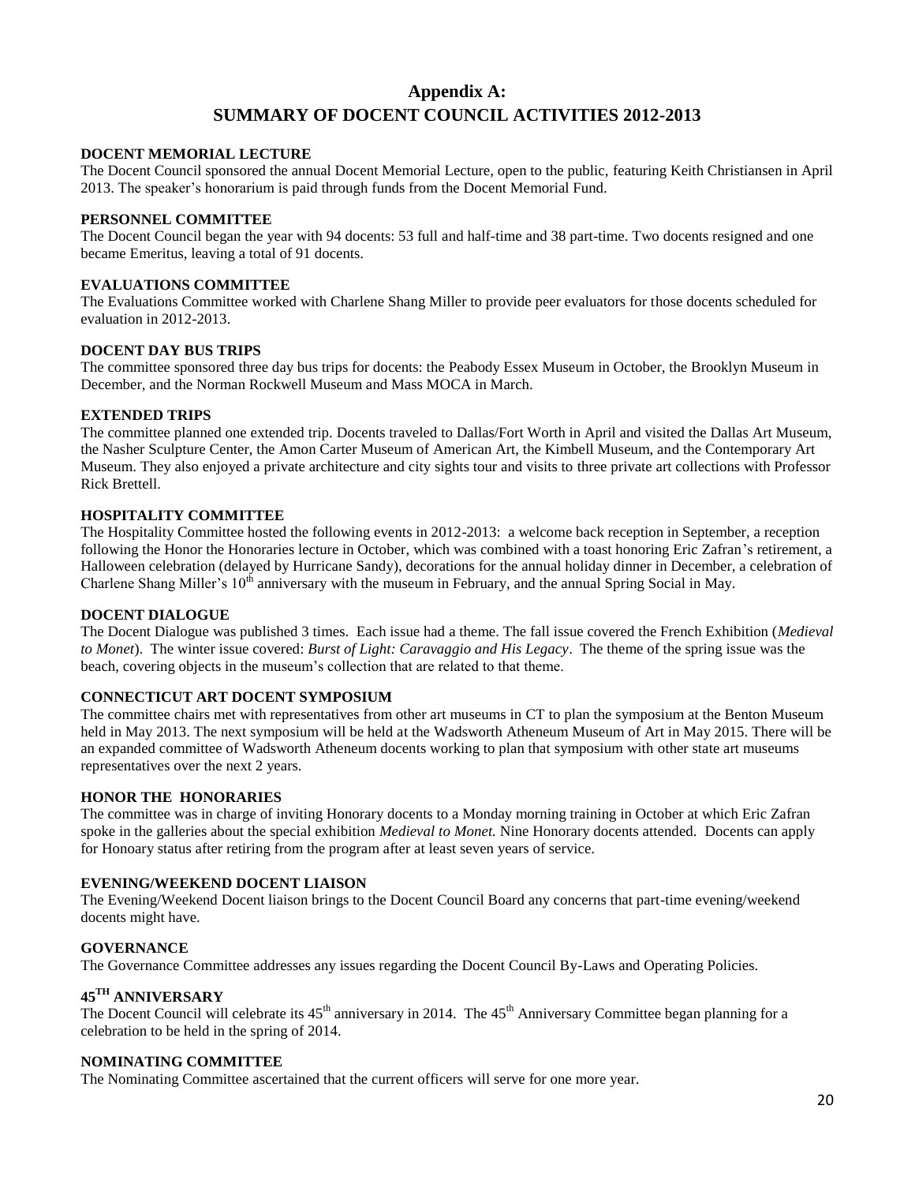# Appendix A:
# SUMMARY OF DOCENT COUNCIL ACTIVITIES 2012-2013

**DOCENT MEMORIAL LECTURE**

The Docent Council sponsored the annual Docent Memorial Lecture, open to the public, featuring Keith Christiansen in April 2013. The speaker's honorarium is paid through funds from the Docent Memorial Fund.

**PERSONNEL COMMITTEE**

The Docent Council began the year with 94 docents: 53 full and half-time and 38 part-time. Two docents resigned and one became Emeritus, leaving a total of 91 docents.

**EVALUATIONS COMMITTEE**

The Evaluations Committee worked with Charlene Shang Miller to provide peer evaluators for those docents scheduled for evaluation in 2012-2013.

**DOCENT DAY BUS TRIPS**

The committee sponsored three day bus trips for docents: the Peabody Essex Museum in October, the Brooklyn Museum in December, and the Norman Rockwell Museum and Mass MOCA in March.

**EXTENDED TRIPS**

The committee planned one extended trip. Docents traveled to Dallas/Fort Worth in April and visited the Dallas Art Museum, the Nasher Sculpture Center, the Amon Carter Museum of American Art, the Kimbell Museum, and the Contemporary Art Museum. They also enjoyed a private architecture and city sights tour and visits to three private art collections with Professor Rick Brettell.

**HOSPITALITY COMMITTEE**

The Hospitality Committee hosted the following events in 2012-2013: a welcome back reception in September, a reception following the Honor the Honoraries lecture in October, which was combined with a toast honoring Eric Zafran's retirement, a Halloween celebration (delayed by Hurricane Sandy), decorations for the annual holiday dinner in December, a celebration of Charlene Shang Miller's 10th anniversary with the museum in February, and the annual Spring Social in May.

**DOCENT DIALOGUE**

The Docent Dialogue was published 3 times. Each issue had a theme. The fall issue covered the French Exhibition (*Medieval to Monet*). The winter issue covered: *Burst of Light: Caravaggio and His Legacy*. The theme of the spring issue was the beach, covering objects in the museum's collection that are related to that theme.

**CONNECTICUT ART DOCENT SYMPOSIUM**

The committee chairs met with representatives from other art museums in CT to plan the symposium at the Benton Museum held in May 2013. The next symposium will be held at the Wadsworth Atheneum Museum of Art in May 2015. There will be an expanded committee of Wadsworth Atheneum docents working to plan that symposium with other state art museums representatives over the next 2 years.

**HONOR THE HONORARIES**

The committee was in charge of inviting Honorary docents to a Monday morning training in October at which Eric Zafran spoke in the galleries about the special exhibition *Medieval to Monet.* Nine Honorary docents attended. Docents can apply for Honoary status after retiring from the program after at least seven years of service.

**EVENING/WEEKEND DOCENT LIAISON**

The Evening/Weekend Docent liaison brings to the Docent Council Board any concerns that part-time evening/weekend docents might have.

**GOVERNANCE**

The Governance Committee addresses any issues regarding the Docent Council By-Laws and Operating Policies.

**45TH ANNIVERSARY**

The Docent Council will celebrate its 45th anniversary in 2014. The 45th Anniversary Committee began planning for a celebration to be held in the spring of 2014.

**NOMINATING COMMITTEE**

The Nominating Committee ascertained that the current officers will serve for one more year.